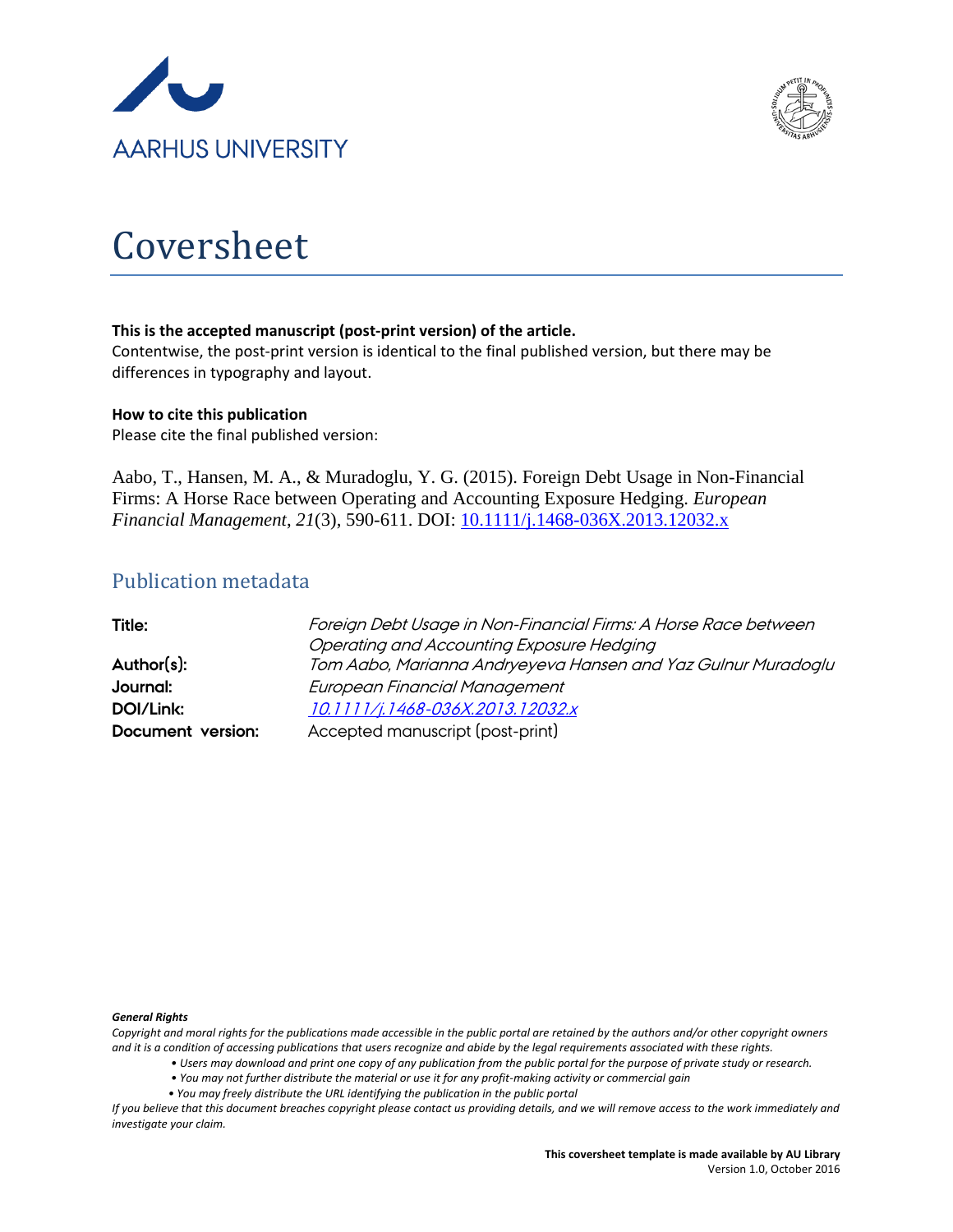AARHUS UNIVERSITY

# Coversheet

**This is the accepted manuscript (post-print version) of the article.**
Contentwise, the post-print version is identical to the final published version, but there may be differences in typography and layout.

**How to cite this publication**
Please cite the final published version:

Aabo, T., Hansen, M. A., & Muradoglu, Y. G. (2015). Foreign Debt Usage in Non-Financial Firms: A Horse Race between Operating and Accounting Exposure Hedging. *European Financial Management*, *21*(3), 590-611. DOI: 10.1111/j.1468-036X.2013.12032.x

## Publication metadata

| | |
|---|---|
| **Title:** | *Foreign Debt Usage in Non-Financial Firms: A Horse Race between Operating and Accounting Exposure Hedging* |
| **Author(s):** | *Tom Aabo, Marianna Andryeyeva Hansen and Yaz Gulnur Muradoglu* |
| **Journal:** | *European Financial Management* |
| **DOI/Link:** | *10.1111/j.1468-036X.2013.12032.x* |
| **Document version:** | Accepted manuscript (post-print) |

***General Rights***

*Copyright and moral rights for the publications made accessible in the public portal are retained by the authors and/or other copyright owners and it is a condition of accessing publications that users recognize and abide by the legal requirements associated with these rights.*

- *Users may download and print one copy of any publication from the public portal for the purpose of private study or research.*
- *You may not further distribute the material or use it for any profit-making activity or commercial gain*
- *You may freely distribute the URL identifying the publication in the public portal*

*If you believe that this document breaches copyright please contact us providing details, and we will remove access to the work immediately and investigate your claim.*

**This coversheet template is made available by AU Library**
Version 1.0, October 2016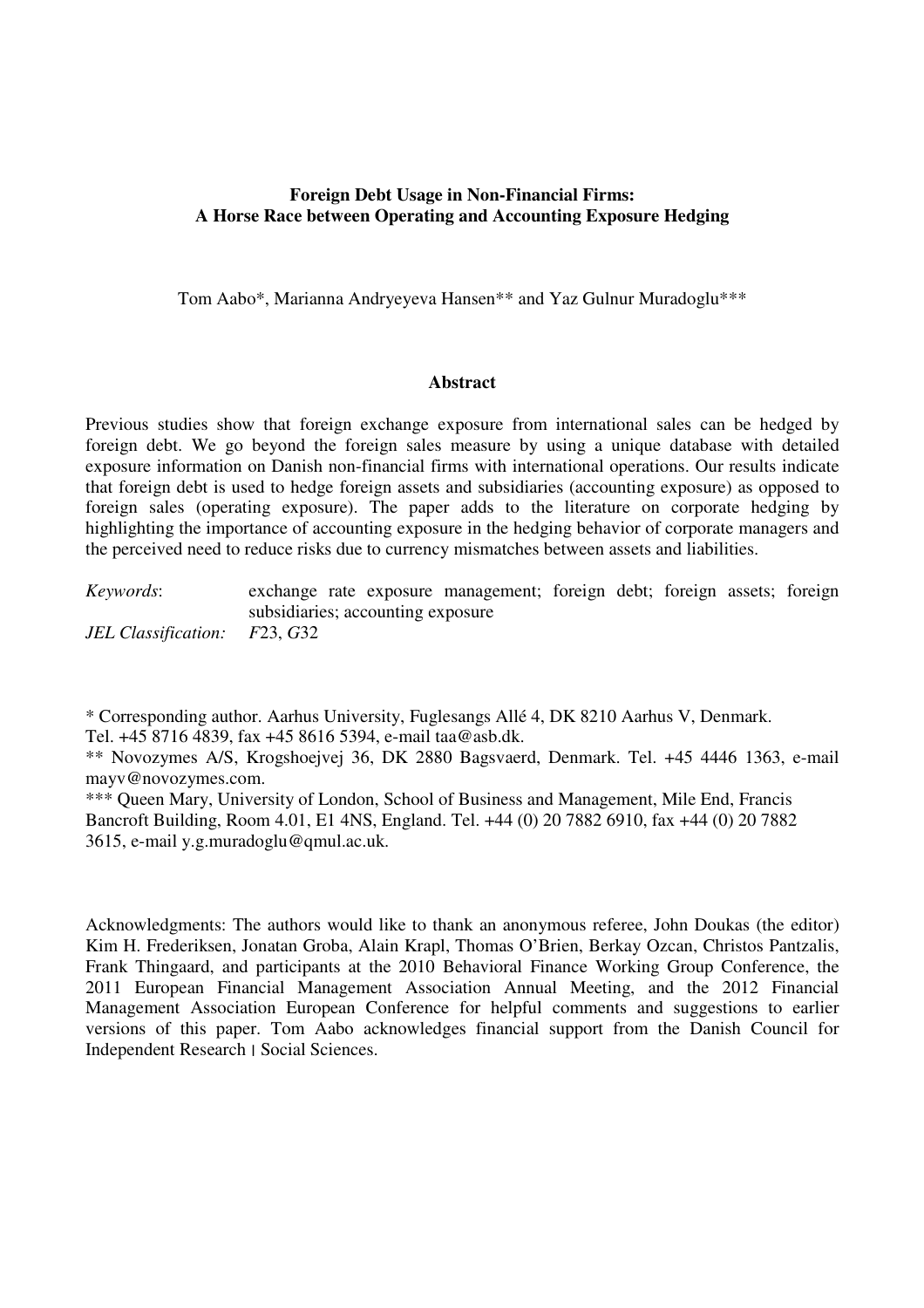**Foreign Debt Usage in Non-Financial Firms:**
**A Horse Race between Operating and Accounting Exposure Hedging**

Tom Aabo*, Marianna Andryeyeva Hansen** and Yaz Gulnur Muradoglu***

**Abstract**

Previous studies show that foreign exchange exposure from international sales can be hedged by foreign debt. We go beyond the foreign sales measure by using a unique database with detailed exposure information on Danish non-financial firms with international operations. Our results indicate that foreign debt is used to hedge foreign assets and subsidiaries (accounting exposure) as opposed to foreign sales (operating exposure). The paper adds to the literature on corporate hedging by highlighting the importance of accounting exposure in the hedging behavior of corporate managers and the perceived need to reduce risks due to currency mismatches between assets and liabilities.

*Keywords*: exchange rate exposure management; foreign debt; foreign assets; foreign subsidiaries; accounting exposure

*JEL Classification*: *F*23, *G*32

* Corresponding author. Aarhus University, Fuglesangs Allé 4, DK 8210 Aarhus V, Denmark. Tel. +45 8716 4839, fax +45 8616 5394, e-mail taa@asb.dk.

** Novozymes A/S, Krogshoejvej 36, DK 2880 Bagsvaerd, Denmark. Tel. +45 4446 1363, e-mail mayv@novozymes.com.

*** Queen Mary, University of London, School of Business and Management, Mile End, Francis Bancroft Building, Room 4.01, E1 4NS, England. Tel. +44 (0) 20 7882 6910, fax +44 (0) 20 7882 3615, e-mail y.g.muradoglu@qmul.ac.uk.

Acknowledgments: The authors would like to thank an anonymous referee, John Doukas (the editor) Kim H. Frederiksen, Jonatan Groba, Alain Krapl, Thomas O'Brien, Berkay Ozcan, Christos Pantzalis, Frank Thingaard, and participants at the 2010 Behavioral Finance Working Group Conference, the 2011 European Financial Management Association Annual Meeting, and the 2012 Financial Management Association European Conference for helpful comments and suggestions to earlier versions of this paper. Tom Aabo acknowledges financial support from the Danish Council for Independent Research | Social Sciences.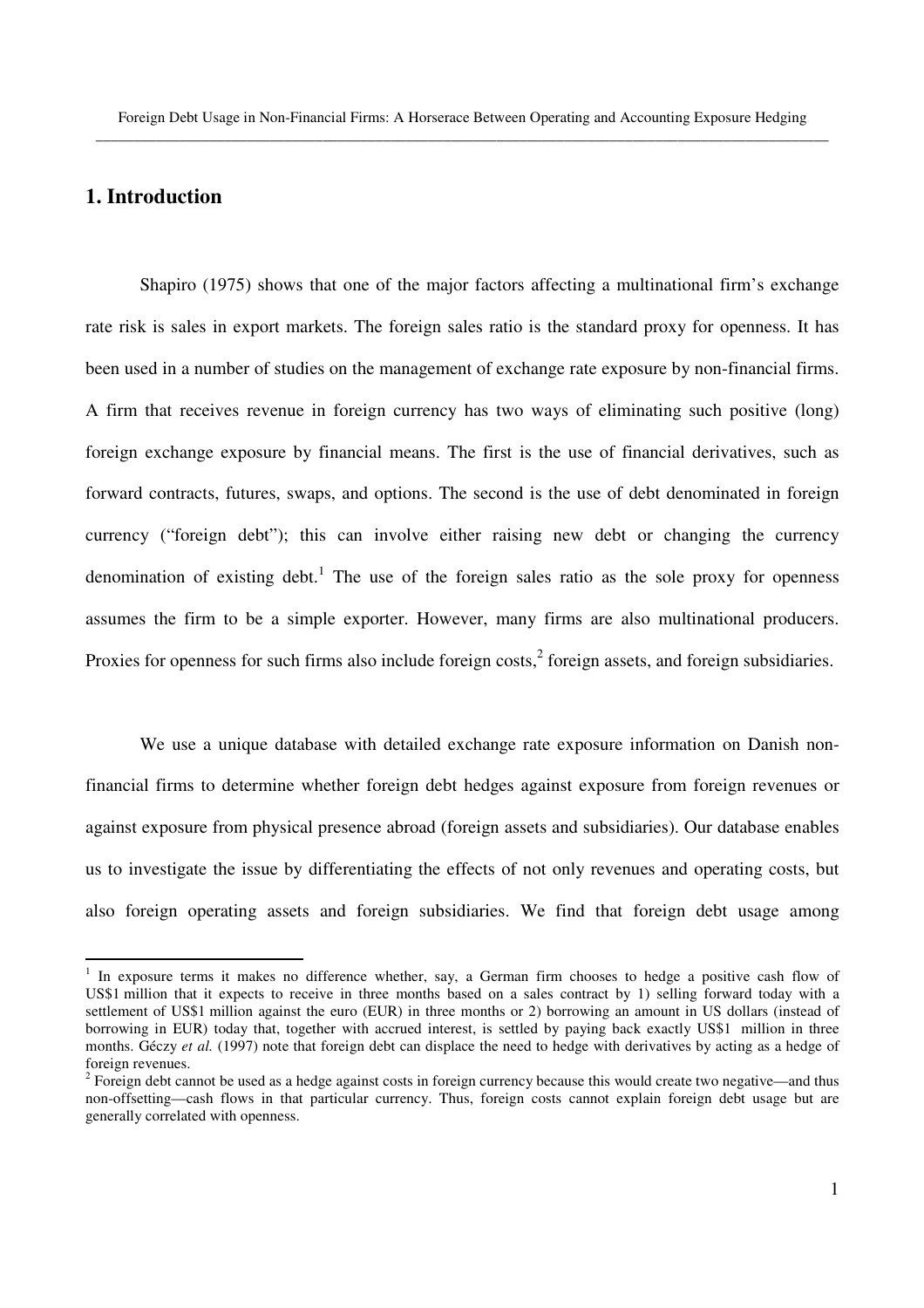## 1. Introduction

Shapiro (1975) shows that one of the major factors affecting a multinational firm's exchange rate risk is sales in export markets. The foreign sales ratio is the standard proxy for openness. It has been used in a number of studies on the management of exchange rate exposure by non-financial firms. A firm that receives revenue in foreign currency has two ways of eliminating such positive (long) foreign exchange exposure by financial means. The first is the use of financial derivatives, such as forward contracts, futures, swaps, and options. The second is the use of debt denominated in foreign currency ("foreign debt"); this can involve either raising new debt or changing the currency denomination of existing debt.[1] The use of the foreign sales ratio as the sole proxy for openness assumes the firm to be a simple exporter. However, many firms are also multinational producers. Proxies for openness for such firms also include foreign costs,[2] foreign assets, and foreign subsidiaries.

We use a unique database with detailed exchange rate exposure information on Danish non-financial firms to determine whether foreign debt hedges against exposure from foreign revenues or against exposure from physical presence abroad (foreign assets and subsidiaries). Our database enables us to investigate the issue by differentiating the effects of not only revenues and operating costs, but also foreign operating assets and foreign subsidiaries. We find that foreign debt usage among

---

[1] In exposure terms it makes no difference whether, say, a German firm chooses to hedge a positive cash flow of US$1 million that it expects to receive in three months based on a sales contract by 1) selling forward today with a settlement of US$1 million against the euro (EUR) in three months or 2) borrowing an amount in US dollars (instead of borrowing in EUR) today that, together with accrued interest, is settled by paying back exactly US$1 million in three months. Géczy *et al.* (1997) note that foreign debt can displace the need to hedge with derivatives by acting as a hedge of foreign revenues.

[2] Foreign debt cannot be used as a hedge against costs in foreign currency because this would create two negative—and thus non-offsetting—cash flows in that particular currency. Thus, foreign costs cannot explain foreign debt usage but are generally correlated with openness.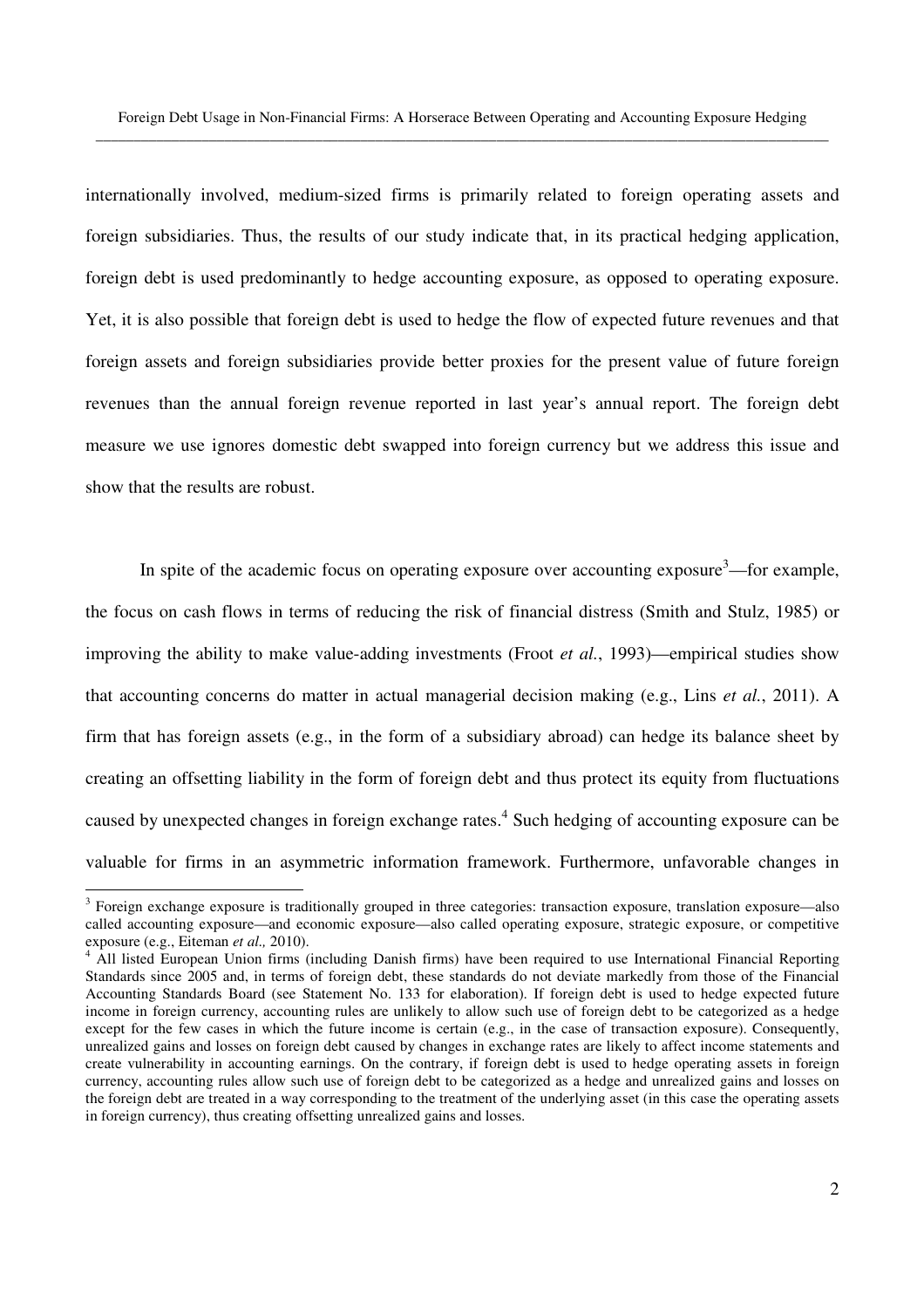internationally involved, medium-sized firms is primarily related to foreign operating assets and foreign subsidiaries. Thus, the results of our study indicate that, in its practical hedging application, foreign debt is used predominantly to hedge accounting exposure, as opposed to operating exposure. Yet, it is also possible that foreign debt is used to hedge the flow of expected future revenues and that foreign assets and foreign subsidiaries provide better proxies for the present value of future foreign revenues than the annual foreign revenue reported in last year's annual report. The foreign debt measure we use ignores domestic debt swapped into foreign currency but we address this issue and show that the results are robust.

In spite of the academic focus on operating exposure over accounting exposure[3]—for example, the focus on cash flows in terms of reducing the risk of financial distress (Smith and Stulz, 1985) or improving the ability to make value-adding investments (Froot *et al.*, 1993)—empirical studies show that accounting concerns do matter in actual managerial decision making (e.g., Lins *et al.*, 2011). A firm that has foreign assets (e.g., in the form of a subsidiary abroad) can hedge its balance sheet by creating an offsetting liability in the form of foreign debt and thus protect its equity from fluctuations caused by unexpected changes in foreign exchange rates.[4] Such hedging of accounting exposure can be valuable for firms in an asymmetric information framework. Furthermore, unfavorable changes in

---

[3] Foreign exchange exposure is traditionally grouped in three categories: transaction exposure, translation exposure—also called accounting exposure—and economic exposure—also called operating exposure, strategic exposure, or competitive exposure (e.g., Eiteman *et al.,* 2010).

[4] All listed European Union firms (including Danish firms) have been required to use International Financial Reporting Standards since 2005 and, in terms of foreign debt, these standards do not deviate markedly from those of the Financial Accounting Standards Board (see Statement No. 133 for elaboration). If foreign debt is used to hedge expected future income in foreign currency, accounting rules are unlikely to allow such use of foreign debt to be categorized as a hedge except for the few cases in which the future income is certain (e.g., in the case of transaction exposure). Consequently, unrealized gains and losses on foreign debt caused by changes in exchange rates are likely to affect income statements and create vulnerability in accounting earnings. On the contrary, if foreign debt is used to hedge operating assets in foreign currency, accounting rules allow such use of foreign debt to be categorized as a hedge and unrealized gains and losses on the foreign debt are treated in a way corresponding to the treatment of the underlying asset (in this case the operating assets in foreign currency), thus creating offsetting unrealized gains and losses.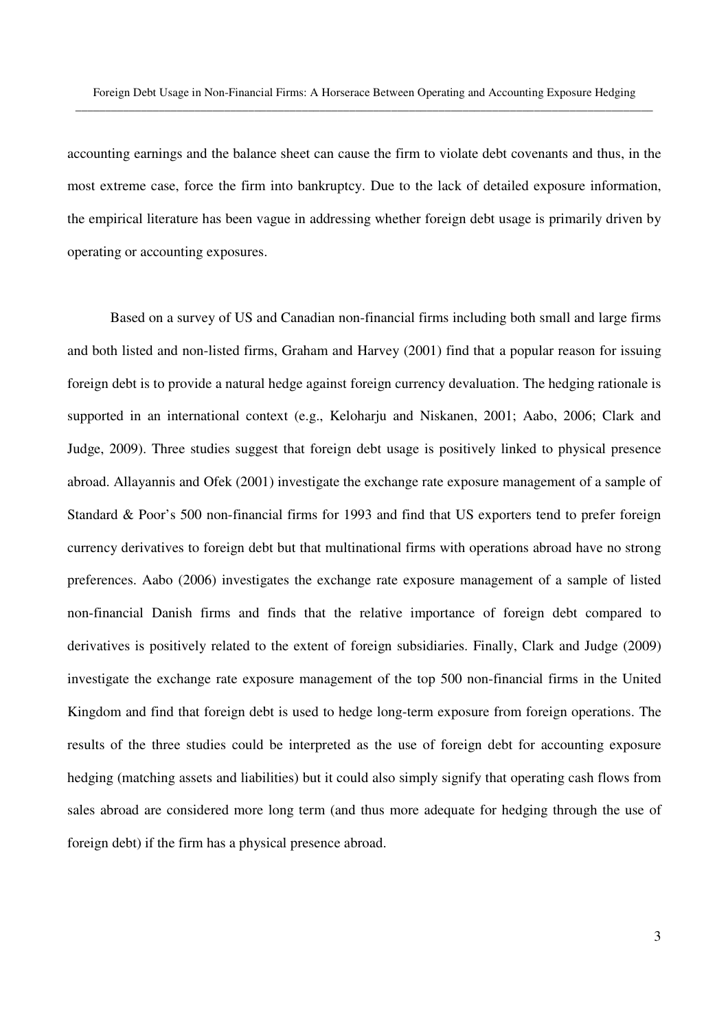accounting earnings and the balance sheet can cause the firm to violate debt covenants and thus, in the most extreme case, force the firm into bankruptcy. Due to the lack of detailed exposure information, the empirical literature has been vague in addressing whether foreign debt usage is primarily driven by operating or accounting exposures.

Based on a survey of US and Canadian non-financial firms including both small and large firms and both listed and non-listed firms, Graham and Harvey (2001) find that a popular reason for issuing foreign debt is to provide a natural hedge against foreign currency devaluation. The hedging rationale is supported in an international context (e.g., Keloharju and Niskanen, 2001; Aabo, 2006; Clark and Judge, 2009). Three studies suggest that foreign debt usage is positively linked to physical presence abroad. Allayannis and Ofek (2001) investigate the exchange rate exposure management of a sample of Standard & Poor's 500 non-financial firms for 1993 and find that US exporters tend to prefer foreign currency derivatives to foreign debt but that multinational firms with operations abroad have no strong preferences. Aabo (2006) investigates the exchange rate exposure management of a sample of listed non-financial Danish firms and finds that the relative importance of foreign debt compared to derivatives is positively related to the extent of foreign subsidiaries. Finally, Clark and Judge (2009) investigate the exchange rate exposure management of the top 500 non-financial firms in the United Kingdom and find that foreign debt is used to hedge long-term exposure from foreign operations. The results of the three studies could be interpreted as the use of foreign debt for accounting exposure hedging (matching assets and liabilities) but it could also simply signify that operating cash flows from sales abroad are considered more long term (and thus more adequate for hedging through the use of foreign debt) if the firm has a physical presence abroad.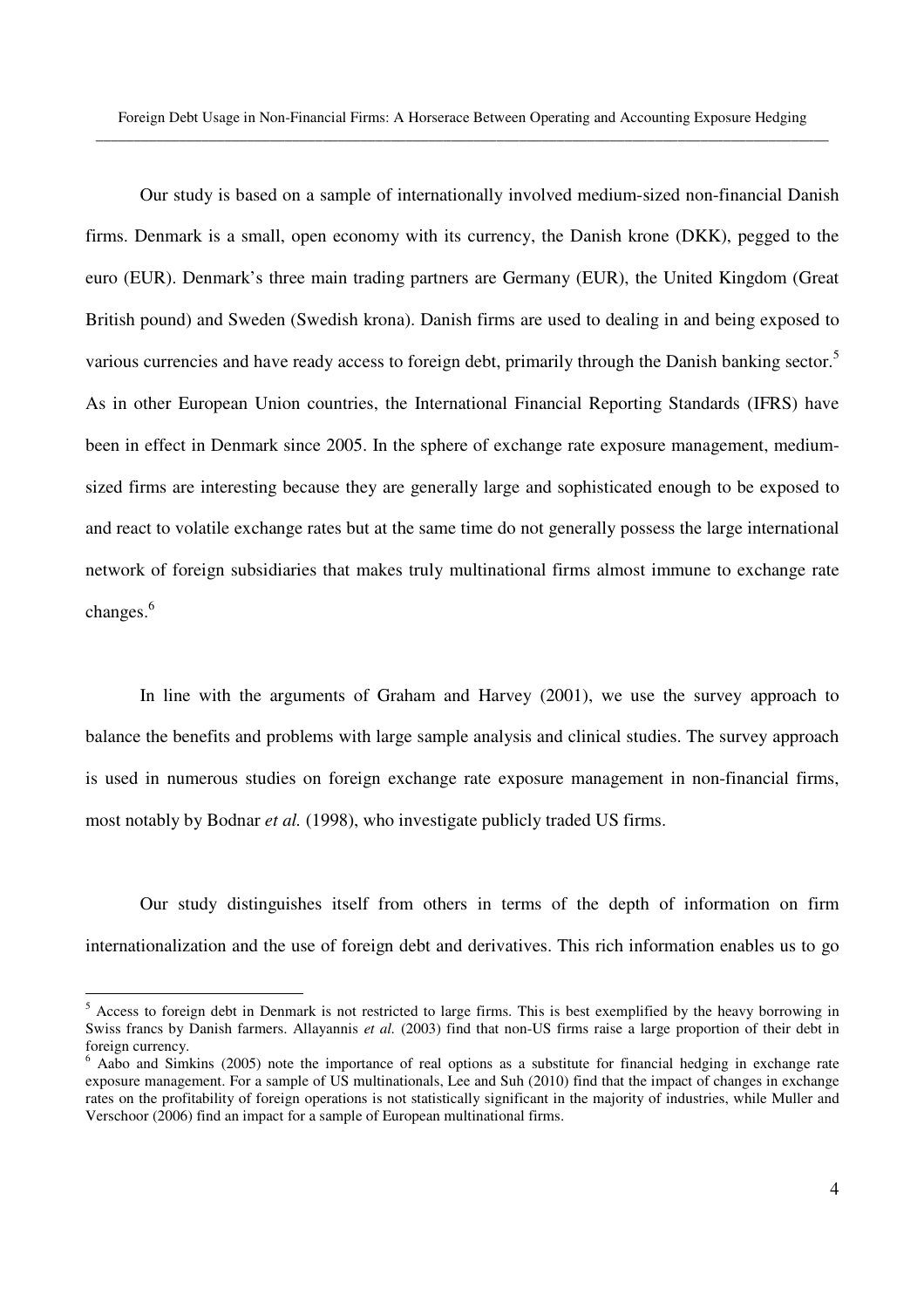Our study is based on a sample of internationally involved medium-sized non-financial Danish firms. Denmark is a small, open economy with its currency, the Danish krone (DKK), pegged to the euro (EUR). Denmark's three main trading partners are Germany (EUR), the United Kingdom (Great British pound) and Sweden (Swedish krona). Danish firms are used to dealing in and being exposed to various currencies and have ready access to foreign debt, primarily through the Danish banking sector.[5] As in other European Union countries, the International Financial Reporting Standards (IFRS) have been in effect in Denmark since 2005. In the sphere of exchange rate exposure management, medium-sized firms are interesting because they are generally large and sophisticated enough to be exposed to and react to volatile exchange rates but at the same time do not generally possess the large international network of foreign subsidiaries that makes truly multinational firms almost immune to exchange rate changes.[6]

In line with the arguments of Graham and Harvey (2001), we use the survey approach to balance the benefits and problems with large sample analysis and clinical studies. The survey approach is used in numerous studies on foreign exchange rate exposure management in non-financial firms, most notably by Bodnar *et al.* (1998), who investigate publicly traded US firms.

Our study distinguishes itself from others in terms of the depth of information on firm internationalization and the use of foreign debt and derivatives. This rich information enables us to go

---

[5] Access to foreign debt in Denmark is not restricted to large firms. This is best exemplified by the heavy borrowing in Swiss francs by Danish farmers. Allayannis *et al.* (2003) find that non-US firms raise a large proportion of their debt in foreign currency.

[6] Aabo and Simkins (2005) note the importance of real options as a substitute for financial hedging in exchange rate exposure management. For a sample of US multinationals, Lee and Suh (2010) find that the impact of changes in exchange rates on the profitability of foreign operations is not statistically significant in the majority of industries, while Muller and Verschoor (2006) find an impact for a sample of European multinational firms.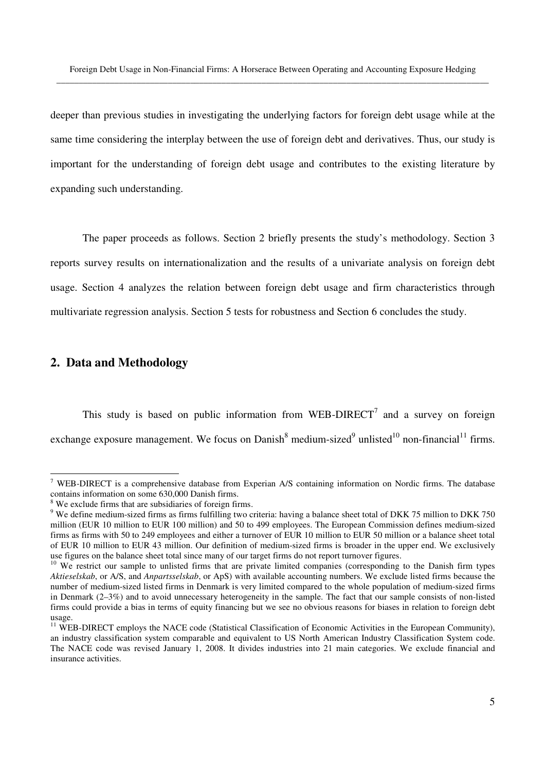deeper than previous studies in investigating the underlying factors for foreign debt usage while at the same time considering the interplay between the use of foreign debt and derivatives. Thus, our study is important for the understanding of foreign debt usage and contributes to the existing literature by expanding such understanding.

The paper proceeds as follows. Section 2 briefly presents the study's methodology. Section 3 reports survey results on internationalization and the results of a univariate analysis on foreign debt usage. Section 4 analyzes the relation between foreign debt usage and firm characteristics through multivariate regression analysis. Section 5 tests for robustness and Section 6 concludes the study.

## 2. Data and Methodology

This study is based on public information from WEB-DIRECT[7] and a survey on foreign exchange exposure management. We focus on Danish[8] medium-sized[9] unlisted[10] non-financial[11] firms.

---

[7] WEB-DIRECT is a comprehensive database from Experian A/S containing information on Nordic firms. The database contains information on some 630,000 Danish firms.

[8] We exclude firms that are subsidiaries of foreign firms.

[9] We define medium-sized firms as firms fulfilling two criteria: having a balance sheet total of DKK 75 million to DKK 750 million (EUR 10 million to EUR 100 million) and 50 to 499 employees. The European Commission defines medium-sized firms as firms with 50 to 249 employees and either a turnover of EUR 10 million to EUR 50 million or a balance sheet total of EUR 10 million to EUR 43 million. Our definition of medium-sized firms is broader in the upper end. We exclusively use figures on the balance sheet total since many of our target firms do not report turnover figures.

[10] We restrict our sample to unlisted firms that are private limited companies (corresponding to the Danish firm types *Aktieselskab*, or A/S, and *Anpartsselskab*, or ApS) with available accounting numbers. We exclude listed firms because the number of medium-sized listed firms in Denmark is very limited compared to the whole population of medium-sized firms in Denmark (2–3%) and to avoid unnecessary heterogeneity in the sample. The fact that our sample consists of non-listed firms could provide a bias in terms of equity financing but we see no obvious reasons for biases in relation to foreign debt usage.

[11] WEB-DIRECT employs the NACE code (Statistical Classification of Economic Activities in the European Community), an industry classification system comparable and equivalent to US North American Industry Classification System code. The NACE code was revised January 1, 2008. It divides industries into 21 main categories. We exclude financial and insurance activities.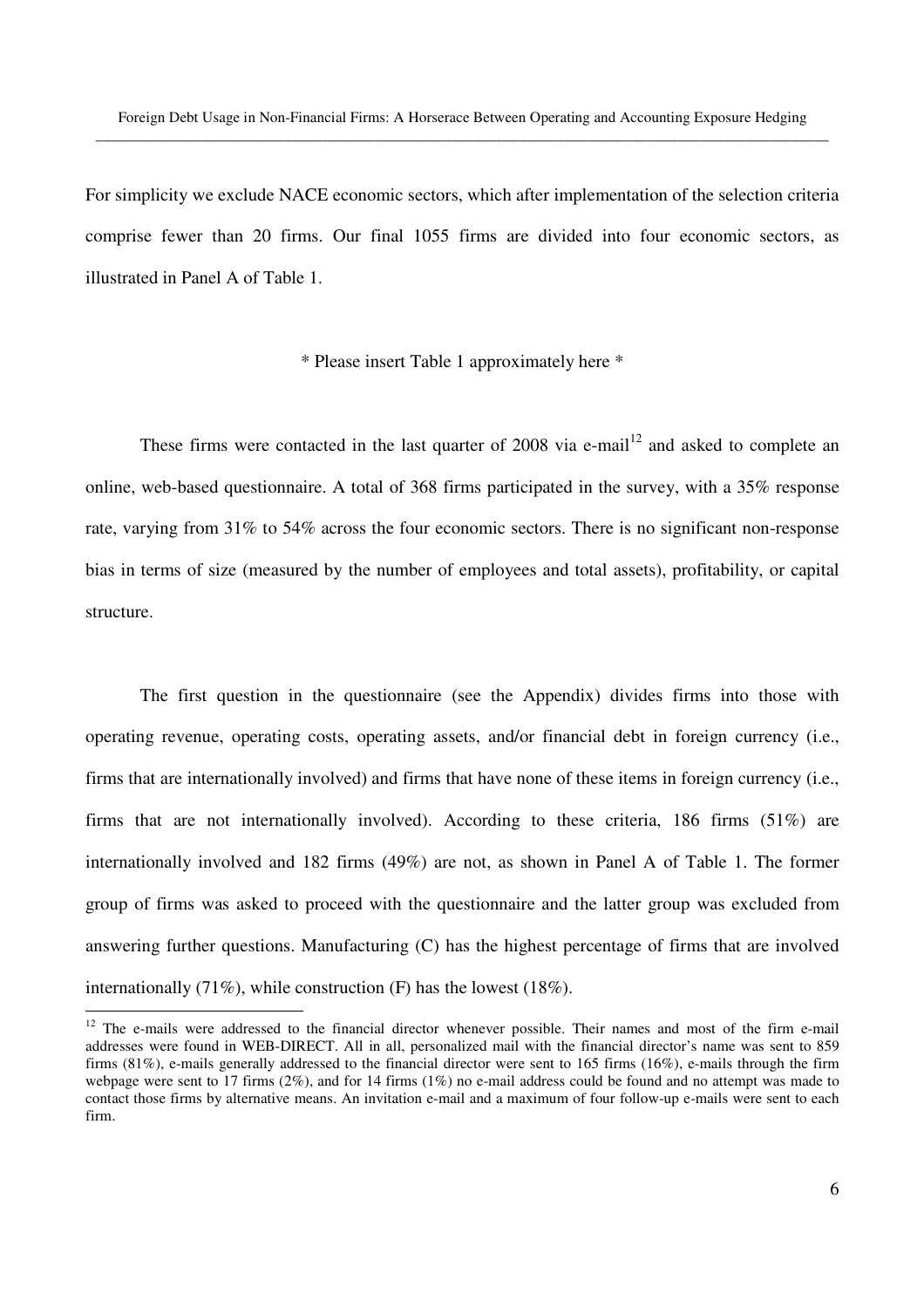For simplicity we exclude NACE economic sectors, which after implementation of the selection criteria comprise fewer than 20 firms. Our final 1055 firms are divided into four economic sectors, as illustrated in Panel A of Table 1.

\* Please insert Table 1 approximately here \*

These firms were contacted in the last quarter of 2008 via e-mail[12] and asked to complete an online, web-based questionnaire. A total of 368 firms participated in the survey, with a 35% response rate, varying from 31% to 54% across the four economic sectors. There is no significant non-response bias in terms of size (measured by the number of employees and total assets), profitability, or capital structure.

The first question in the questionnaire (see the Appendix) divides firms into those with operating revenue, operating costs, operating assets, and/or financial debt in foreign currency (i.e., firms that are internationally involved) and firms that have none of these items in foreign currency (i.e., firms that are not internationally involved). According to these criteria, 186 firms (51%) are internationally involved and 182 firms (49%) are not, as shown in Panel A of Table 1. The former group of firms was asked to proceed with the questionnaire and the latter group was excluded from answering further questions. Manufacturing (C) has the highest percentage of firms that are involved internationally (71%), while construction (F) has the lowest (18%).

[12] The e-mails were addressed to the financial director whenever possible. Their names and most of the firm e-mail addresses were found in WEB-DIRECT. All in all, personalized mail with the financial director's name was sent to 859 firms (81%), e-mails generally addressed to the financial director were sent to 165 firms (16%), e-mails through the firm webpage were sent to 17 firms (2%), and for 14 firms (1%) no e-mail address could be found and no attempt was made to contact those firms by alternative means. An invitation e-mail and a maximum of four follow-up e-mails were sent to each firm.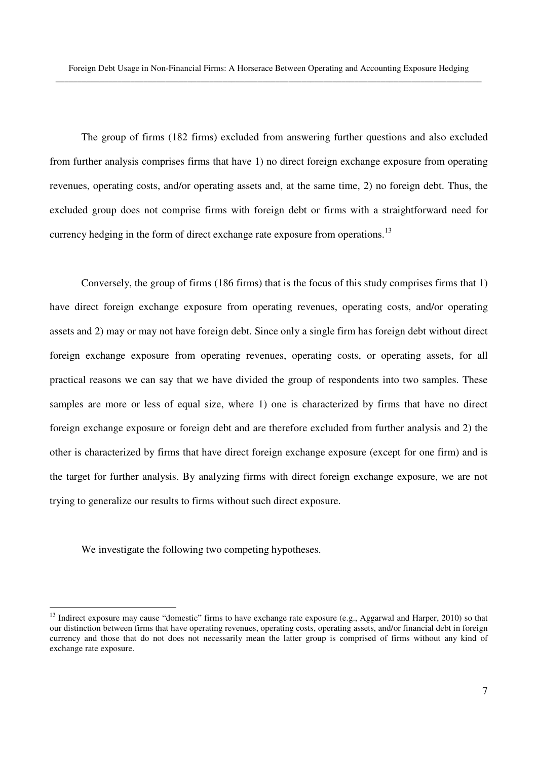The group of firms (182 firms) excluded from answering further questions and also excluded from further analysis comprises firms that have 1) no direct foreign exchange exposure from operating revenues, operating costs, and/or operating assets and, at the same time, 2) no foreign debt. Thus, the excluded group does not comprise firms with foreign debt or firms with a straightforward need for currency hedging in the form of direct exchange rate exposure from operations.[13]

Conversely, the group of firms (186 firms) that is the focus of this study comprises firms that 1) have direct foreign exchange exposure from operating revenues, operating costs, and/or operating assets and 2) may or may not have foreign debt. Since only a single firm has foreign debt without direct foreign exchange exposure from operating revenues, operating costs, or operating assets, for all practical reasons we can say that we have divided the group of respondents into two samples. These samples are more or less of equal size, where 1) one is characterized by firms that have no direct foreign exchange exposure or foreign debt and are therefore excluded from further analysis and 2) the other is characterized by firms that have direct foreign exchange exposure (except for one firm) and is the target for further analysis. By analyzing firms with direct foreign exchange exposure, we are not trying to generalize our results to firms without such direct exposure.

We investigate the following two competing hypotheses.

[13] Indirect exposure may cause "domestic" firms to have exchange rate exposure (e.g., Aggarwal and Harper, 2010) so that our distinction between firms that have operating revenues, operating costs, operating assets, and/or financial debt in foreign currency and those that do not does not necessarily mean the latter group is comprised of firms without any kind of exchange rate exposure.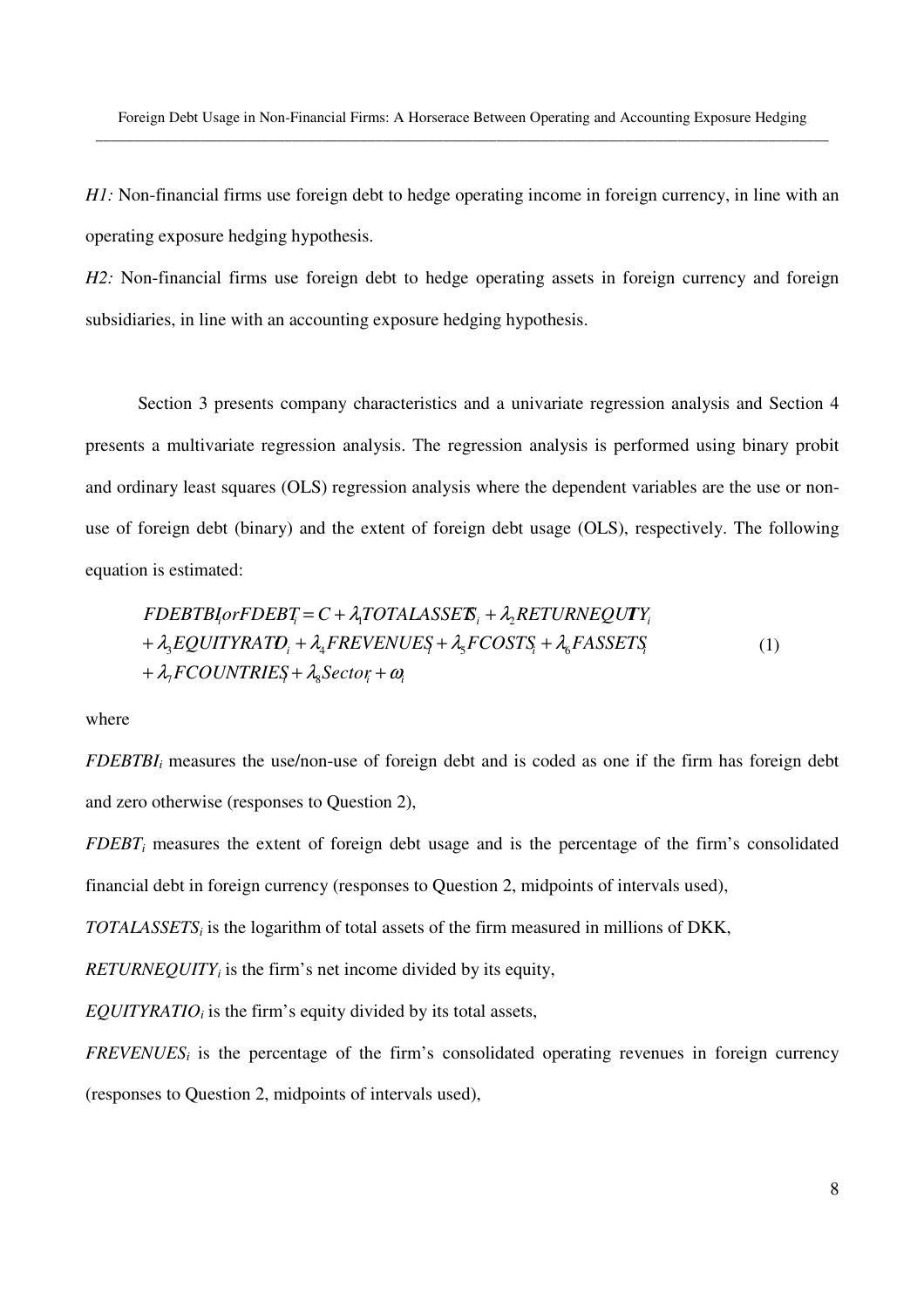*H1:* Non-financial firms use foreign debt to hedge operating income in foreign currency, in line with an operating exposure hedging hypothesis.

*H2:* Non-financial firms use foreign debt to hedge operating assets in foreign currency and foreign subsidiaries, in line with an accounting exposure hedging hypothesis.

Section 3 presents company characteristics and a univariate regression analysis and Section 4 presents a multivariate regression analysis. The regression analysis is performed using binary probit and ordinary least squares (OLS) regression analysis where the dependent variables are the use or non-use of foreign debt (binary) and the extent of foreign debt usage (OLS), respectively. The following equation is estimated:

$$
\begin{aligned}
FDEBTBI_i \text{ or } FDEBT_i &= C + \lambda_1 TOTALASSETS_i + \lambda_2 RETURNEQUITY_i \\
&+ \lambda_3 EQUITYRATIO_i + \lambda_4 FREVENUES_i + \lambda_5 FCOSTS_i + \lambda_6 FASSETS_i \\
&+ \lambda_7 FCOUNTRIES_i + \lambda_8 Sector_i + \omega_i
\end{aligned}
\tag{1}
$$

where

$FDEBTBI_i$ measures the use/non-use of foreign debt and is coded as one if the firm has foreign debt and zero otherwise (responses to Question 2),

$FDEBT_i$ measures the extent of foreign debt usage and is the percentage of the firm's consolidated financial debt in foreign currency (responses to Question 2, midpoints of intervals used),

$TOTALASSETS_i$ is the logarithm of total assets of the firm measured in millions of DKK,

$RETURNEQUITY_i$ is the firm's net income divided by its equity,

$EQUITYRATIO_i$ is the firm's equity divided by its total assets,

$FREVENUES_i$ is the percentage of the firm's consolidated operating revenues in foreign currency (responses to Question 2, midpoints of intervals used),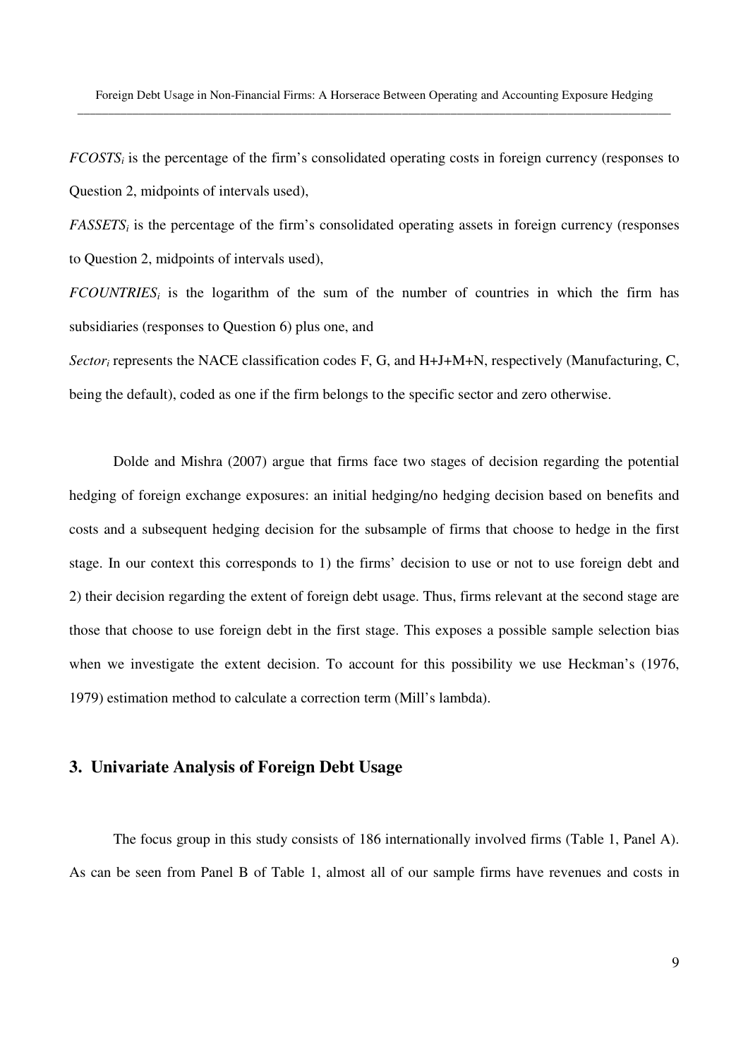$FCOSTS_i$ is the percentage of the firm's consolidated operating costs in foreign currency (responses to Question 2, midpoints of intervals used),

$FASSETS_i$ is the percentage of the firm's consolidated operating assets in foreign currency (responses to Question 2, midpoints of intervals used),

$FCOUNTRIES_i$ is the logarithm of the sum of the number of countries in which the firm has subsidiaries (responses to Question 6) plus one, and

$Sector_i$ represents the NACE classification codes F, G, and H+J+M+N, respectively (Manufacturing, C, being the default), coded as one if the firm belongs to the specific sector and zero otherwise.

Dolde and Mishra (2007) argue that firms face two stages of decision regarding the potential hedging of foreign exchange exposures: an initial hedging/no hedging decision based on benefits and costs and a subsequent hedging decision for the subsample of firms that choose to hedge in the first stage. In our context this corresponds to 1) the firms' decision to use or not to use foreign debt and 2) their decision regarding the extent of foreign debt usage. Thus, firms relevant at the second stage are those that choose to use foreign debt in the first stage. This exposes a possible sample selection bias when we investigate the extent decision. To account for this possibility we use Heckman's (1976, 1979) estimation method to calculate a correction term (Mill's lambda).

## 3. Univariate Analysis of Foreign Debt Usage

The focus group in this study consists of 186 internationally involved firms (Table 1, Panel A). As can be seen from Panel B of Table 1, almost all of our sample firms have revenues and costs in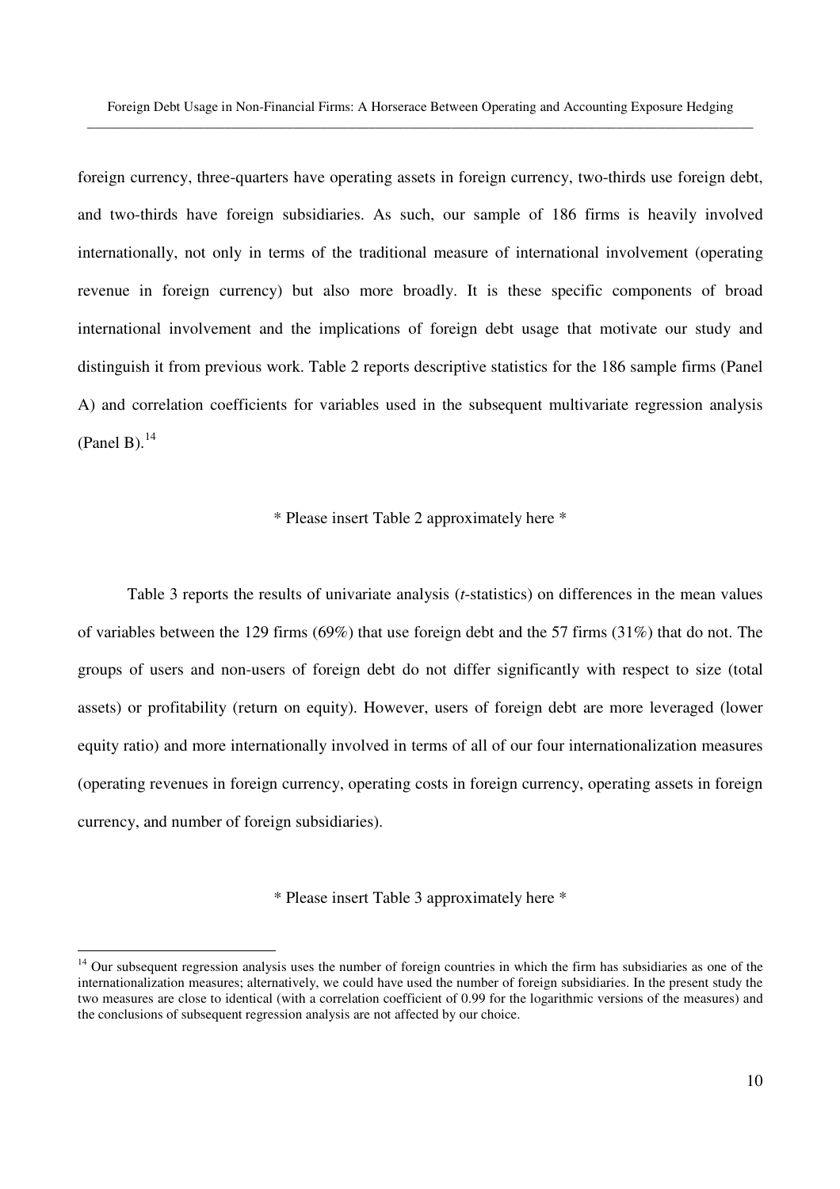foreign currency, three-quarters have operating assets in foreign currency, two-thirds use foreign debt, and two-thirds have foreign subsidiaries. As such, our sample of 186 firms is heavily involved internationally, not only in terms of the traditional measure of international involvement (operating revenue in foreign currency) but also more broadly. It is these specific components of broad international involvement and the implications of foreign debt usage that motivate our study and distinguish it from previous work. Table 2 reports descriptive statistics for the 186 sample firms (Panel A) and correlation coefficients for variables used in the subsequent multivariate regression analysis (Panel B).[14]

\* Please insert Table 2 approximately here \*

Table 3 reports the results of univariate analysis (*t*-statistics) on differences in the mean values of variables between the 129 firms (69%) that use foreign debt and the 57 firms (31%) that do not. The groups of users and non-users of foreign debt do not differ significantly with respect to size (total assets) or profitability (return on equity). However, users of foreign debt are more leveraged (lower equity ratio) and more internationally involved in terms of all of our four internationalization measures (operating revenues in foreign currency, operating costs in foreign currency, operating assets in foreign currency, and number of foreign subsidiaries).

\* Please insert Table 3 approximately here \*

[14] Our subsequent regression analysis uses the number of foreign countries in which the firm has subsidiaries as one of the internationalization measures; alternatively, we could have used the number of foreign subsidiaries. In the present study the two measures are close to identical (with a correlation coefficient of 0.99 for the logarithmic versions of the measures) and the conclusions of subsequent regression analysis are not affected by our choice.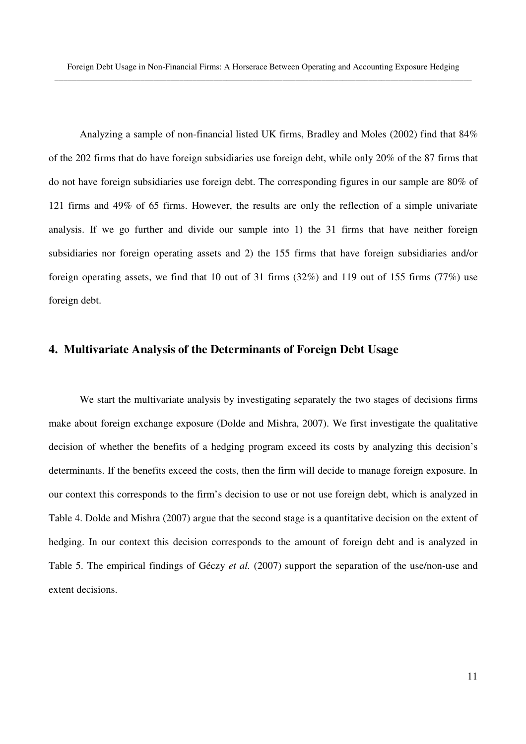Analyzing a sample of non-financial listed UK firms, Bradley and Moles (2002) find that 84% of the 202 firms that do have foreign subsidiaries use foreign debt, while only 20% of the 87 firms that do not have foreign subsidiaries use foreign debt. The corresponding figures in our sample are 80% of 121 firms and 49% of 65 firms. However, the results are only the reflection of a simple univariate analysis. If we go further and divide our sample into 1) the 31 firms that have neither foreign subsidiaries nor foreign operating assets and 2) the 155 firms that have foreign subsidiaries and/or foreign operating assets, we find that 10 out of 31 firms (32%) and 119 out of 155 firms (77%) use foreign debt.

## 4. Multivariate Analysis of the Determinants of Foreign Debt Usage

We start the multivariate analysis by investigating separately the two stages of decisions firms make about foreign exchange exposure (Dolde and Mishra, 2007). We first investigate the qualitative decision of whether the benefits of a hedging program exceed its costs by analyzing this decision's determinants. If the benefits exceed the costs, then the firm will decide to manage foreign exposure. In our context this corresponds to the firm's decision to use or not use foreign debt, which is analyzed in Table 4. Dolde and Mishra (2007) argue that the second stage is a quantitative decision on the extent of hedging. In our context this decision corresponds to the amount of foreign debt and is analyzed in Table 5. The empirical findings of Géczy *et al.* (2007) support the separation of the use/non-use and extent decisions.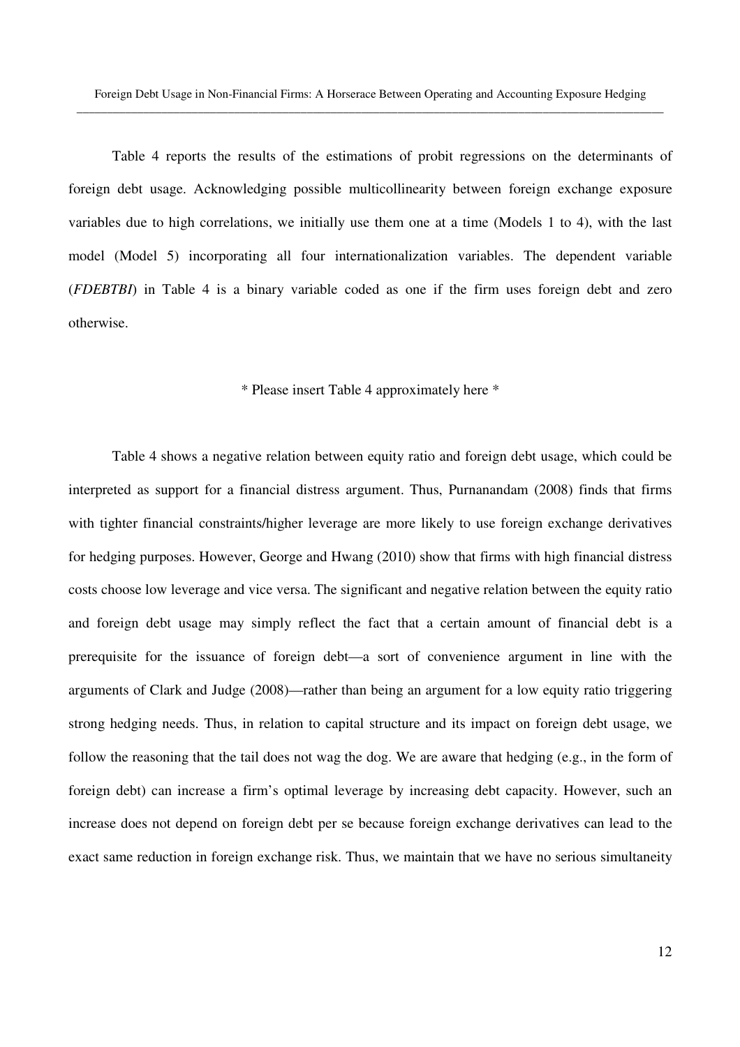Table 4 reports the results of the estimations of probit regressions on the determinants of foreign debt usage. Acknowledging possible multicollinearity between foreign exchange exposure variables due to high correlations, we initially use them one at a time (Models 1 to 4), with the last model (Model 5) incorporating all four internationalization variables. The dependent variable (*FDEBTBI*) in Table 4 is a binary variable coded as one if the firm uses foreign debt and zero otherwise.

\* Please insert Table 4 approximately here \*

Table 4 shows a negative relation between equity ratio and foreign debt usage, which could be interpreted as support for a financial distress argument. Thus, Purnanandam (2008) finds that firms with tighter financial constraints/higher leverage are more likely to use foreign exchange derivatives for hedging purposes. However, George and Hwang (2010) show that firms with high financial distress costs choose low leverage and vice versa. The significant and negative relation between the equity ratio and foreign debt usage may simply reflect the fact that a certain amount of financial debt is a prerequisite for the issuance of foreign debt—a sort of convenience argument in line with the arguments of Clark and Judge (2008)—rather than being an argument for a low equity ratio triggering strong hedging needs. Thus, in relation to capital structure and its impact on foreign debt usage, we follow the reasoning that the tail does not wag the dog. We are aware that hedging (e.g., in the form of foreign debt) can increase a firm's optimal leverage by increasing debt capacity. However, such an increase does not depend on foreign debt per se because foreign exchange derivatives can lead to the exact same reduction in foreign exchange risk. Thus, we maintain that we have no serious simultaneity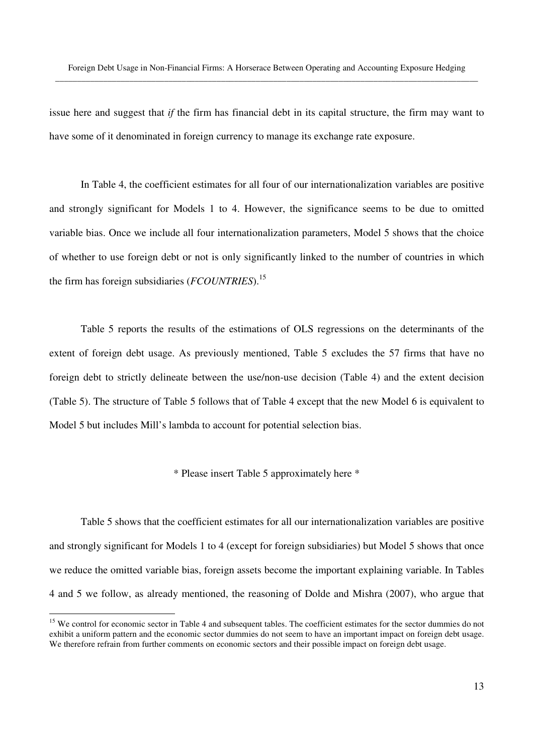issue here and suggest that *if* the firm has financial debt in its capital structure, the firm may want to have some of it denominated in foreign currency to manage its exchange rate exposure.

In Table 4, the coefficient estimates for all four of our internationalization variables are positive and strongly significant for Models 1 to 4. However, the significance seems to be due to omitted variable bias. Once we include all four internationalization parameters, Model 5 shows that the choice of whether to use foreign debt or not is only significantly linked to the number of countries in which the firm has foreign subsidiaries (*FCOUNTRIES*).[15]

Table 5 reports the results of the estimations of OLS regressions on the determinants of the extent of foreign debt usage. As previously mentioned, Table 5 excludes the 57 firms that have no foreign debt to strictly delineate between the use/non-use decision (Table 4) and the extent decision (Table 5). The structure of Table 5 follows that of Table 4 except that the new Model 6 is equivalent to Model 5 but includes Mill's lambda to account for potential selection bias.

\* Please insert Table 5 approximately here \*

Table 5 shows that the coefficient estimates for all our internationalization variables are positive and strongly significant for Models 1 to 4 (except for foreign subsidiaries) but Model 5 shows that once we reduce the omitted variable bias, foreign assets become the important explaining variable. In Tables 4 and 5 we follow, as already mentioned, the reasoning of Dolde and Mishra (2007), who argue that

[15] We control for economic sector in Table 4 and subsequent tables. The coefficient estimates for the sector dummies do not exhibit a uniform pattern and the economic sector dummies do not seem to have an important impact on foreign debt usage. We therefore refrain from further comments on economic sectors and their possible impact on foreign debt usage.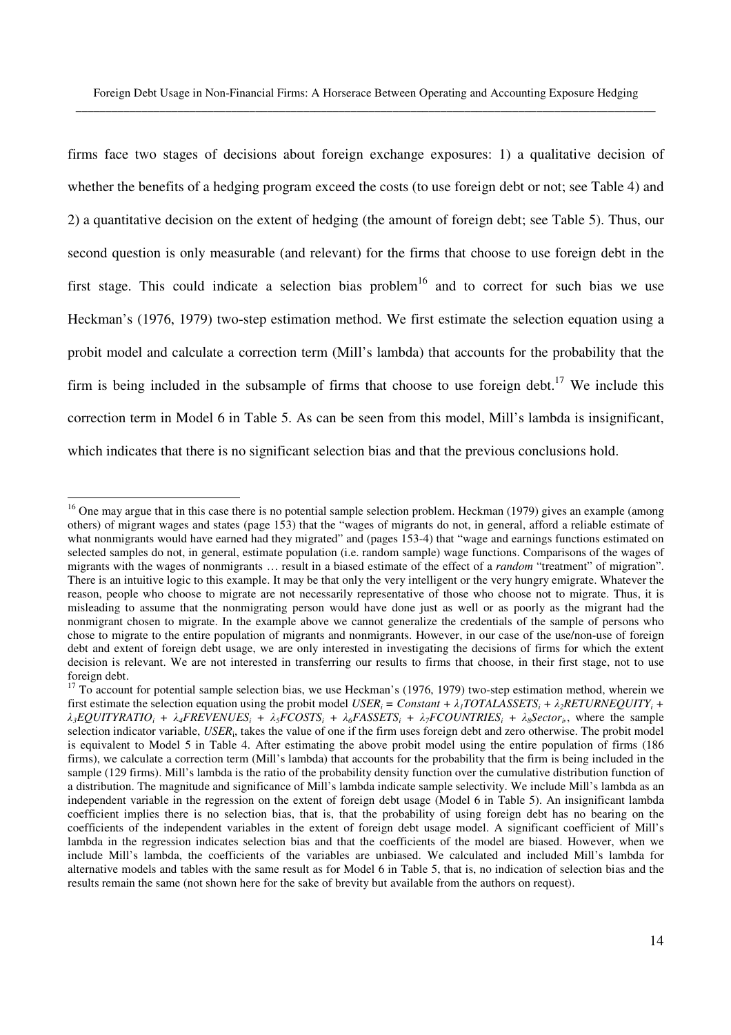firms face two stages of decisions about foreign exchange exposures: 1) a qualitative decision of whether the benefits of a hedging program exceed the costs (to use foreign debt or not; see Table 4) and 2) a quantitative decision on the extent of hedging (the amount of foreign debt; see Table 5). Thus, our second question is only measurable (and relevant) for the firms that choose to use foreign debt in the first stage. This could indicate a selection bias problem[16] and to correct for such bias we use Heckman's (1976, 1979) two-step estimation method. We first estimate the selection equation using a probit model and calculate a correction term (Mill's lambda) that accounts for the probability that the firm is being included in the subsample of firms that choose to use foreign debt.[17] We include this correction term in Model 6 in Table 5. As can be seen from this model, Mill's lambda is insignificant, which indicates that there is no significant selection bias and that the previous conclusions hold.

---

[16] One may argue that in this case there is no potential sample selection problem. Heckman (1979) gives an example (among others) of migrant wages and states (page 153) that the "wages of migrants do not, in general, afford a reliable estimate of what nonmigrants would have earned had they migrated" and (pages 153-4) that "wage and earnings functions estimated on selected samples do not, in general, estimate population (i.e. random sample) wage functions. Comparisons of the wages of migrants with the wages of nonmigrants … result in a biased estimate of the effect of a *random* "treatment" of migration". There is an intuitive logic to this example. It may be that only the very intelligent or the very hungry emigrate. Whatever the reason, people who choose to migrate are not necessarily representative of those who choose not to migrate. Thus, it is misleading to assume that the nonmigrating person would have done just as well or as poorly as the migrant had the nonmigrant chosen to migrate. In the example above we cannot generalize the credentials of the sample of persons who chose to migrate to the entire population of migrants and nonmigrants. However, in our case of the use/non-use of foreign debt and extent of foreign debt usage, we are only interested in investigating the decisions of firms for which the extent decision is relevant. We are not interested in transferring our results to firms that choose, in their first stage, not to use foreign debt.

[17] To account for potential sample selection bias, we use Heckman's (1976, 1979) two-step estimation method, wherein we first estimate the selection equation using the probit model $USER_i = Constant + \lambda_1 TOTALASSETS_i + \lambda_2 RETURNEQUITY_i + \lambda_3 EQUITYRATIO_i + \lambda_4 FREVENUES_i + \lambda_5 FCOSTS_i + \lambda_6 FASSETS_i + \lambda_7 FCOUNTRIES_i + \lambda_8 Sector_i$, where the sample selection indicator variable, $USER_i$, takes the value of one if the firm uses foreign debt and zero otherwise. The probit model is equivalent to Model 5 in Table 4. After estimating the above probit model using the entire population of firms (186 firms), we calculate a correction term (Mill's lambda) that accounts for the probability that the firm is being included in the sample (129 firms). Mill's lambda is the ratio of the probability density function over the cumulative distribution function of a distribution. The magnitude and significance of Mill's lambda indicate sample selectivity. We include Mill's lambda as an independent variable in the regression on the extent of foreign debt usage (Model 6 in Table 5). An insignificant lambda coefficient implies there is no selection bias, that is, that the probability of using foreign debt has no bearing on the coefficients of the independent variables in the extent of foreign debt usage model. A significant coefficient of Mill's lambda in the regression indicates selection bias and that the coefficients of the model are biased. However, when we include Mill's lambda, the coefficients of the variables are unbiased. We calculated and included Mill's lambda for alternative models and tables with the same result as for Model 6 in Table 5, that is, no indication of selection bias and the results remain the same (not shown here for the sake of brevity but available from the authors on request).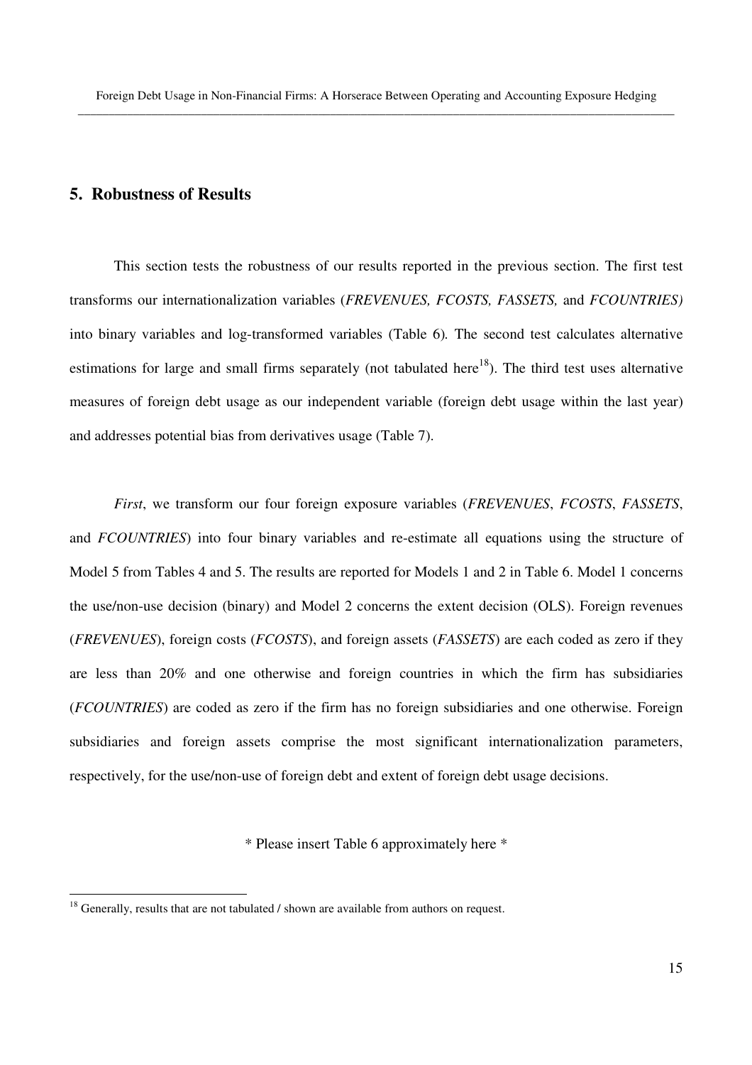## 5. Robustness of Results

This section tests the robustness of our results reported in the previous section. The first test transforms our internationalization variables (*FREVENUES, FCOSTS, FASSETS,* and *FCOUNTRIES)* into binary variables and log-transformed variables (Table 6)*.* The second test calculates alternative estimations for large and small firms separately (not tabulated here[18]). The third test uses alternative measures of foreign debt usage as our independent variable (foreign debt usage within the last year) and addresses potential bias from derivatives usage (Table 7).

*First*, we transform our four foreign exposure variables (*FREVENUES*, *FCOSTS*, *FASSETS*, and *FCOUNTRIES*) into four binary variables and re-estimate all equations using the structure of Model 5 from Tables 4 and 5. The results are reported for Models 1 and 2 in Table 6. Model 1 concerns the use/non-use decision (binary) and Model 2 concerns the extent decision (OLS). Foreign revenues (*FREVENUES*), foreign costs (*FCOSTS*), and foreign assets (*FASSETS*) are each coded as zero if they are less than 20% and one otherwise and foreign countries in which the firm has subsidiaries (*FCOUNTRIES*) are coded as zero if the firm has no foreign subsidiaries and one otherwise. Foreign subsidiaries and foreign assets comprise the most significant internationalization parameters, respectively, for the use/non-use of foreign debt and extent of foreign debt usage decisions.

\* Please insert Table 6 approximately here \*

[18] Generally, results that are not tabulated / shown are available from authors on request.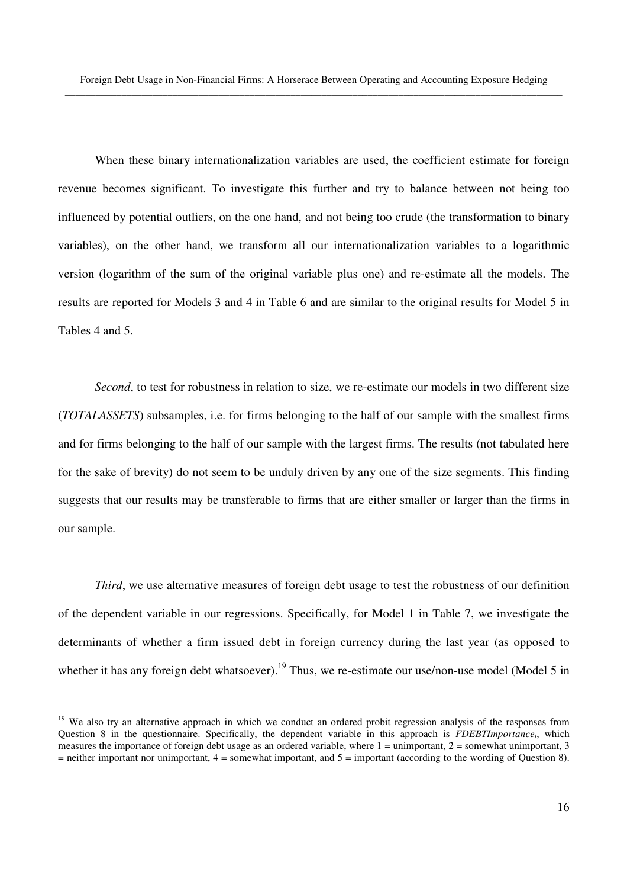When these binary internationalization variables are used, the coefficient estimate for foreign revenue becomes significant. To investigate this further and try to balance between not being too influenced by potential outliers, on the one hand, and not being too crude (the transformation to binary variables), on the other hand, we transform all our internationalization variables to a logarithmic version (logarithm of the sum of the original variable plus one) and re-estimate all the models. The results are reported for Models 3 and 4 in Table 6 and are similar to the original results for Model 5 in Tables 4 and 5.

*Second*, to test for robustness in relation to size, we re-estimate our models in two different size (*TOTALASSETS*) subsamples, i.e. for firms belonging to the half of our sample with the smallest firms and for firms belonging to the half of our sample with the largest firms. The results (not tabulated here for the sake of brevity) do not seem to be unduly driven by any one of the size segments. This finding suggests that our results may be transferable to firms that are either smaller or larger than the firms in our sample.

*Third*, we use alternative measures of foreign debt usage to test the robustness of our definition of the dependent variable in our regressions. Specifically, for Model 1 in Table 7, we investigate the determinants of whether a firm issued debt in foreign currency during the last year (as opposed to whether it has any foreign debt whatsoever).[19] Thus, we re-estimate our use/non-use model (Model 5 in

---

[19] We also try an alternative approach in which we conduct an ordered probit regression analysis of the responses from Question 8 in the questionnaire. Specifically, the dependent variable in this approach is $FDEBTImportance_i$, which measures the importance of foreign debt usage as an ordered variable, where 1 = unimportant, 2 = somewhat unimportant, 3 = neither important nor unimportant, 4 = somewhat important, and 5 = important (according to the wording of Question 8).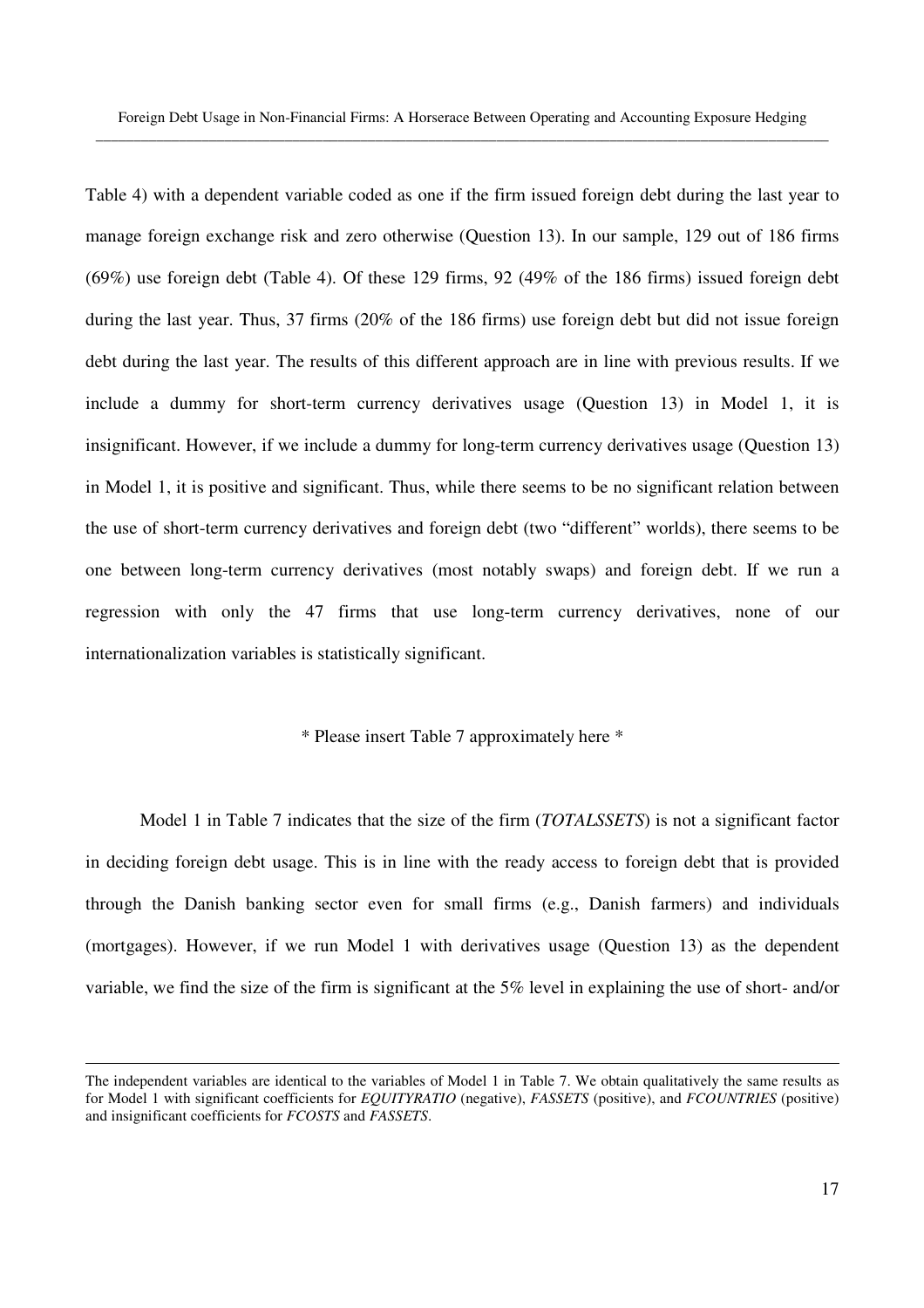Table 4) with a dependent variable coded as one if the firm issued foreign debt during the last year to manage foreign exchange risk and zero otherwise (Question 13). In our sample, 129 out of 186 firms (69%) use foreign debt (Table 4). Of these 129 firms, 92 (49% of the 186 firms) issued foreign debt during the last year. Thus, 37 firms (20% of the 186 firms) use foreign debt but did not issue foreign debt during the last year. The results of this different approach are in line with previous results. If we include a dummy for short-term currency derivatives usage (Question 13) in Model 1, it is insignificant. However, if we include a dummy for long-term currency derivatives usage (Question 13) in Model 1, it is positive and significant. Thus, while there seems to be no significant relation between the use of short-term currency derivatives and foreign debt (two "different" worlds), there seems to be one between long-term currency derivatives (most notably swaps) and foreign debt. If we run a regression with only the 47 firms that use long-term currency derivatives, none of our internationalization variables is statistically significant.

\* Please insert Table 7 approximately here \*

Model 1 in Table 7 indicates that the size of the firm (*TOTALSSETS*) is not a significant factor in deciding foreign debt usage. This is in line with the ready access to foreign debt that is provided through the Danish banking sector even for small firms (e.g., Danish farmers) and individuals (mortgages). However, if we run Model 1 with derivatives usage (Question 13) as the dependent variable, we find the size of the firm is significant at the 5% level in explaining the use of short- and/or

---

The independent variables are identical to the variables of Model 1 in Table 7. We obtain qualitatively the same results as for Model 1 with significant coefficients for *EQUITYRATIO* (negative), *FASSETS* (positive), and *FCOUNTRIES* (positive) and insignificant coefficients for *FCOSTS* and *FASSETS*.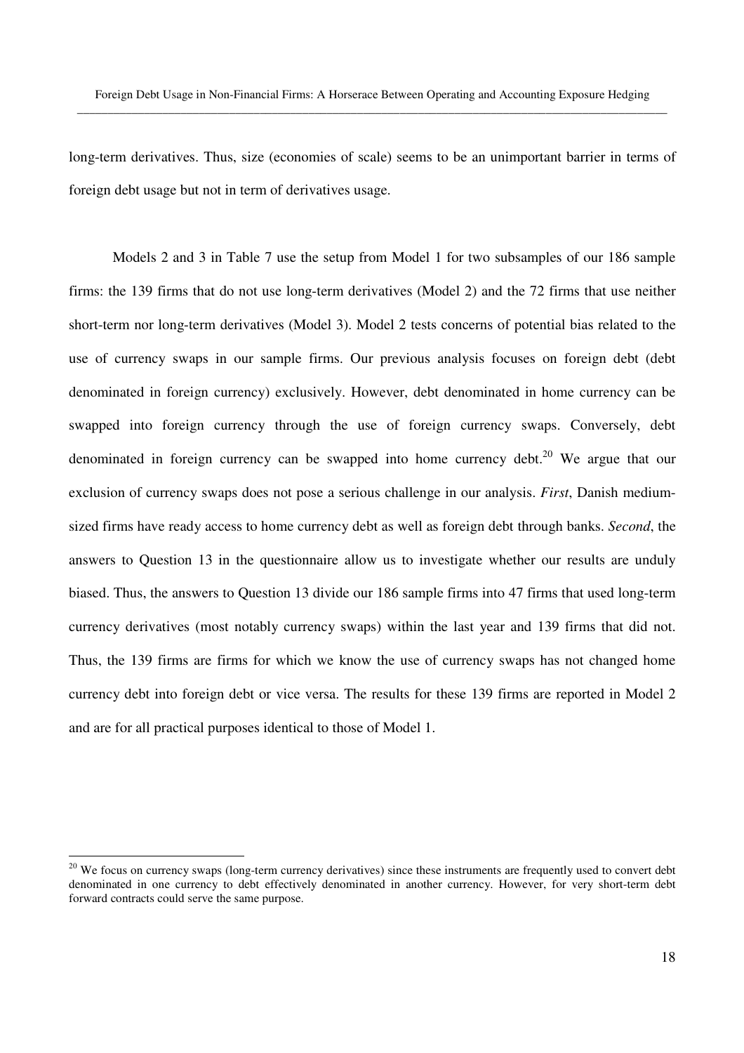long-term derivatives. Thus, size (economies of scale) seems to be an unimportant barrier in terms of foreign debt usage but not in term of derivatives usage.

Models 2 and 3 in Table 7 use the setup from Model 1 for two subsamples of our 186 sample firms: the 139 firms that do not use long-term derivatives (Model 2) and the 72 firms that use neither short-term nor long-term derivatives (Model 3). Model 2 tests concerns of potential bias related to the use of currency swaps in our sample firms. Our previous analysis focuses on foreign debt (debt denominated in foreign currency) exclusively. However, debt denominated in home currency can be swapped into foreign currency through the use of foreign currency swaps. Conversely, debt denominated in foreign currency can be swapped into home currency debt.[20] We argue that our exclusion of currency swaps does not pose a serious challenge in our analysis. *First*, Danish medium-sized firms have ready access to home currency debt as well as foreign debt through banks. *Second*, the answers to Question 13 in the questionnaire allow us to investigate whether our results are unduly biased. Thus, the answers to Question 13 divide our 186 sample firms into 47 firms that used long-term currency derivatives (most notably currency swaps) within the last year and 139 firms that did not. Thus, the 139 firms are firms for which we know the use of currency swaps has not changed home currency debt into foreign debt or vice versa. The results for these 139 firms are reported in Model 2 and are for all practical purposes identical to those of Model 1.

[20] We focus on currency swaps (long-term currency derivatives) since these instruments are frequently used to convert debt denominated in one currency to debt effectively denominated in another currency. However, for very short-term debt forward contracts could serve the same purpose.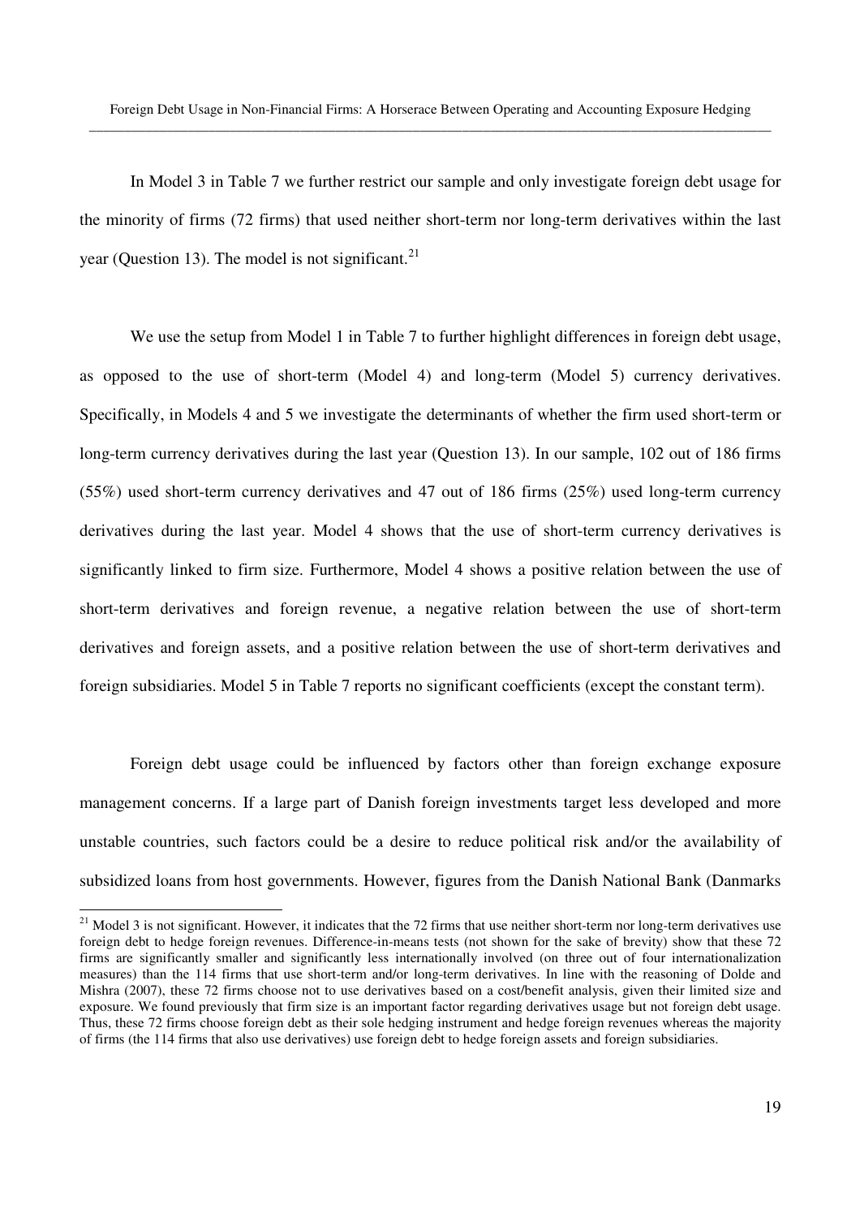In Model 3 in Table 7 we further restrict our sample and only investigate foreign debt usage for the minority of firms (72 firms) that used neither short-term nor long-term derivatives within the last year (Question 13). The model is not significant.[21]

We use the setup from Model 1 in Table 7 to further highlight differences in foreign debt usage, as opposed to the use of short-term (Model 4) and long-term (Model 5) currency derivatives. Specifically, in Models 4 and 5 we investigate the determinants of whether the firm used short-term or long-term currency derivatives during the last year (Question 13). In our sample, 102 out of 186 firms (55%) used short-term currency derivatives and 47 out of 186 firms (25%) used long-term currency derivatives during the last year. Model 4 shows that the use of short-term currency derivatives is significantly linked to firm size. Furthermore, Model 4 shows a positive relation between the use of short-term derivatives and foreign revenue, a negative relation between the use of short-term derivatives and foreign assets, and a positive relation between the use of short-term derivatives and foreign subsidiaries. Model 5 in Table 7 reports no significant coefficients (except the constant term).

Foreign debt usage could be influenced by factors other than foreign exchange exposure management concerns. If a large part of Danish foreign investments target less developed and more unstable countries, such factors could be a desire to reduce political risk and/or the availability of subsidized loans from host governments. However, figures from the Danish National Bank (Danmarks

---

[21] Model 3 is not significant. However, it indicates that the 72 firms that use neither short-term nor long-term derivatives use foreign debt to hedge foreign revenues. Difference-in-means tests (not shown for the sake of brevity) show that these 72 firms are significantly smaller and significantly less internationally involved (on three out of four internationalization measures) than the 114 firms that use short-term and/or long-term derivatives. In line with the reasoning of Dolde and Mishra (2007), these 72 firms choose not to use derivatives based on a cost/benefit analysis, given their limited size and exposure. We found previously that firm size is an important factor regarding derivatives usage but not foreign debt usage. Thus, these 72 firms choose foreign debt as their sole hedging instrument and hedge foreign revenues whereas the majority of firms (the 114 firms that also use derivatives) use foreign debt to hedge foreign assets and foreign subsidiaries.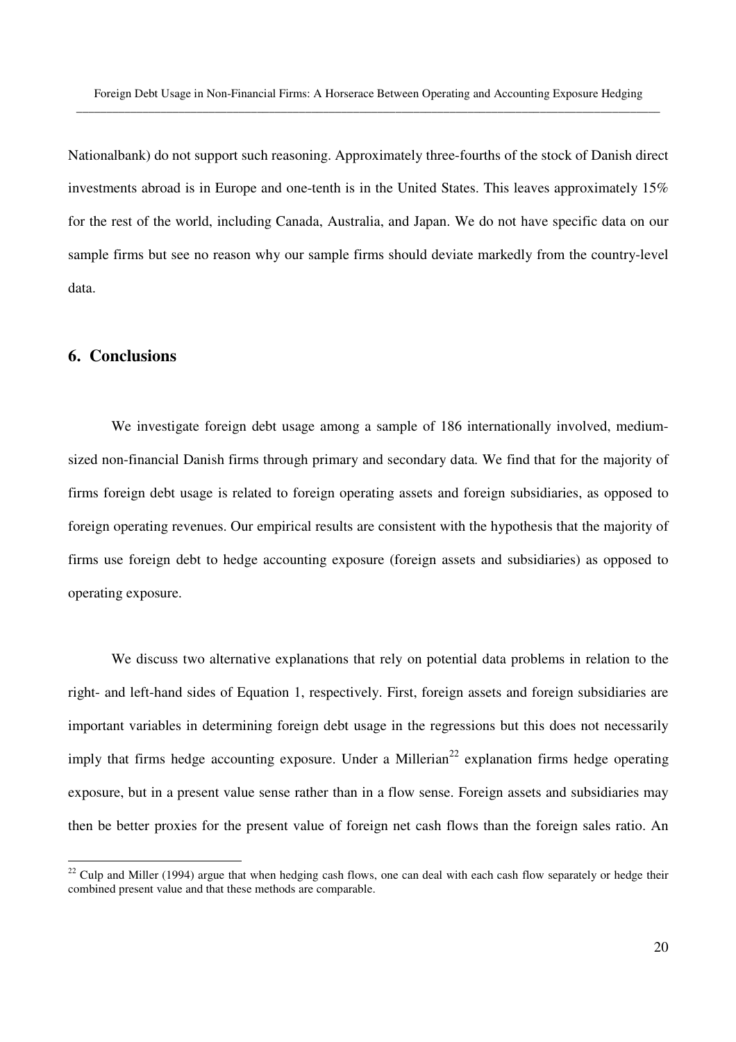Nationalbank) do not support such reasoning. Approximately three-fourths of the stock of Danish direct investments abroad is in Europe and one-tenth is in the United States. This leaves approximately 15% for the rest of the world, including Canada, Australia, and Japan. We do not have specific data on our sample firms but see no reason why our sample firms should deviate markedly from the country-level data.

## 6. Conclusions

We investigate foreign debt usage among a sample of 186 internationally involved, medium-sized non-financial Danish firms through primary and secondary data. We find that for the majority of firms foreign debt usage is related to foreign operating assets and foreign subsidiaries, as opposed to foreign operating revenues. Our empirical results are consistent with the hypothesis that the majority of firms use foreign debt to hedge accounting exposure (foreign assets and subsidiaries) as opposed to operating exposure.

We discuss two alternative explanations that rely on potential data problems in relation to the right- and left-hand sides of Equation 1, respectively. First, foreign assets and foreign subsidiaries are important variables in determining foreign debt usage in the regressions but this does not necessarily imply that firms hedge accounting exposure. Under a Millerian[22] explanation firms hedge operating exposure, but in a present value sense rather than in a flow sense. Foreign assets and subsidiaries may then be better proxies for the present value of foreign net cash flows than the foreign sales ratio. An

[22] Culp and Miller (1994) argue that when hedging cash flows, one can deal with each cash flow separately or hedge their combined present value and that these methods are comparable.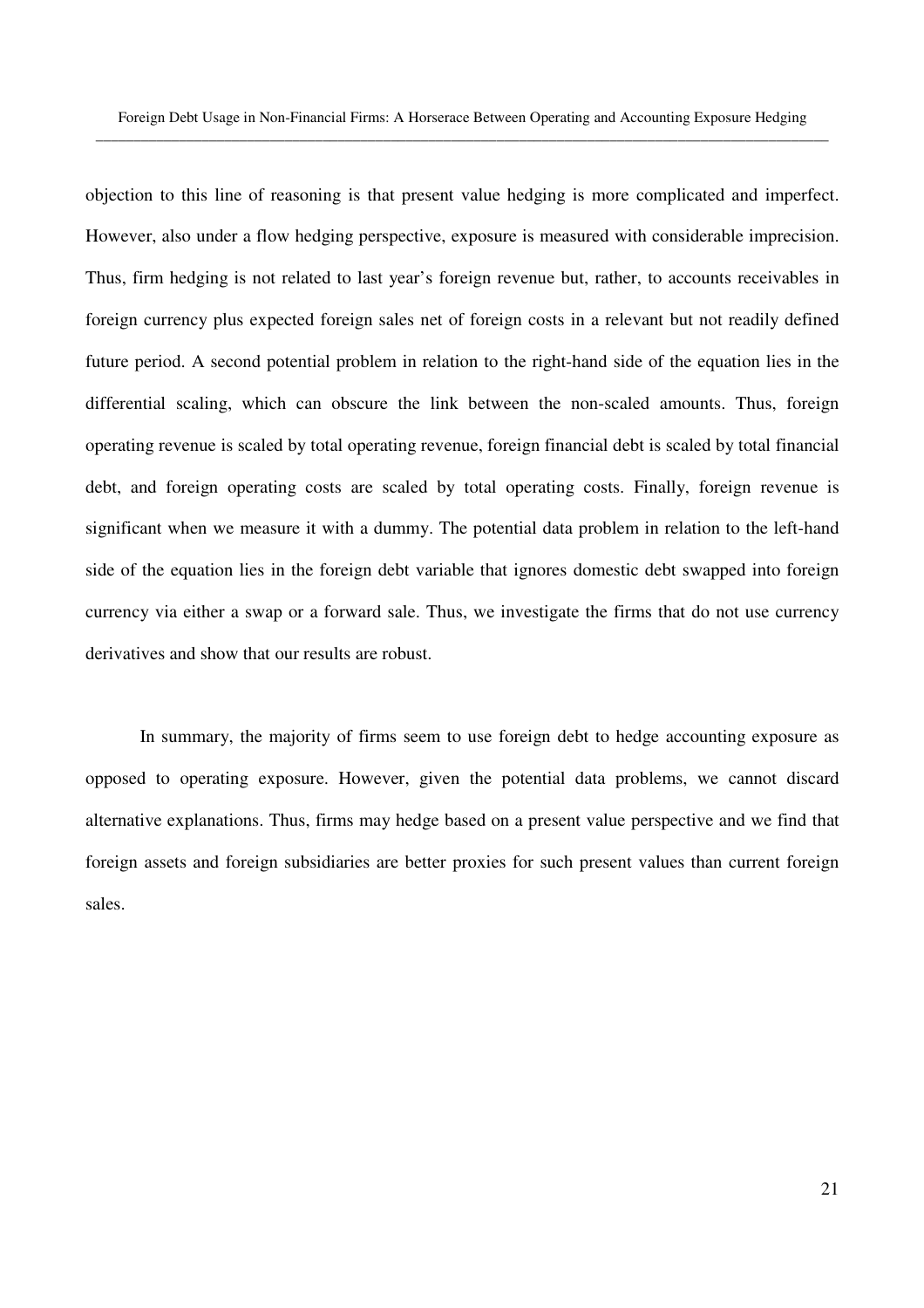objection to this line of reasoning is that present value hedging is more complicated and imperfect. However, also under a flow hedging perspective, exposure is measured with considerable imprecision. Thus, firm hedging is not related to last year's foreign revenue but, rather, to accounts receivables in foreign currency plus expected foreign sales net of foreign costs in a relevant but not readily defined future period. A second potential problem in relation to the right-hand side of the equation lies in the differential scaling, which can obscure the link between the non-scaled amounts. Thus, foreign operating revenue is scaled by total operating revenue, foreign financial debt is scaled by total financial debt, and foreign operating costs are scaled by total operating costs. Finally, foreign revenue is significant when we measure it with a dummy. The potential data problem in relation to the left-hand side of the equation lies in the foreign debt variable that ignores domestic debt swapped into foreign currency via either a swap or a forward sale. Thus, we investigate the firms that do not use currency derivatives and show that our results are robust.

In summary, the majority of firms seem to use foreign debt to hedge accounting exposure as opposed to operating exposure. However, given the potential data problems, we cannot discard alternative explanations. Thus, firms may hedge based on a present value perspective and we find that foreign assets and foreign subsidiaries are better proxies for such present values than current foreign sales.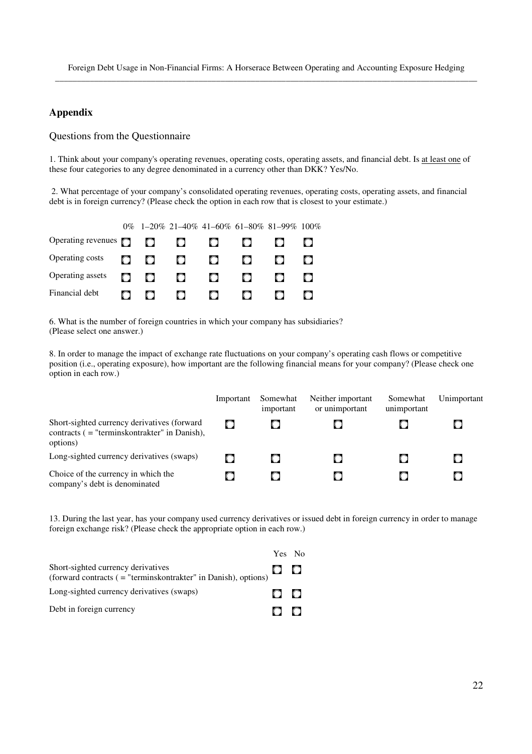## Appendix

Questions from the Questionnaire

1. Think about your company's operating revenues, operating costs, operating assets, and financial debt. Is at least one of these four categories to any degree denominated in a currency other than DKK? Yes/No.

2. What percentage of your company's consolidated operating revenues, operating costs, operating assets, and financial debt is in foreign currency? (Please check the option in each row that is closest to your estimate.)

| | 0% | 1–20% | 21–40% | 41–60% | 61–80% | 81–99% | 100% |
|---|---|---|---|---|---|---|---|
| Operating revenues | ○ | ○ | ○ | ○ | ○ | ○ | ○ |
| Operating costs | ○ | ○ | ○ | ○ | ○ | ○ | ○ |
| Operating assets | ○ | ○ | ○ | ○ | ○ | ○ | ○ |
| Financial debt | ○ | ○ | ○ | ○ | ○ | ○ | ○ |

6. What is the number of foreign countries in which your company has subsidiaries? (Please select one answer.)

8. In order to manage the impact of exchange rate fluctuations on your company's operating cash flows or competitive position (i.e., operating exposure), how important are the following financial means for your company? (Please check one option in each row.)

| | Important | Somewhat important | Neither important or unimportant | Somewhat unimportant | Unimportant |
|---|---|---|---|---|---|
| Short-sighted currency derivatives (forward contracts ( = "terminskontrakter" in Danish), options) | ○ | ○ | ○ | ○ | ○ |
| Long-sighted currency derivatives (swaps) | ○ | ○ | ○ | ○ | ○ |
| Choice of the currency in which the company's debt is denominated | ○ | ○ | ○ | ○ | ○ |

13. During the last year, has your company used currency derivatives or issued debt in foreign currency in order to manage foreign exchange risk? (Please check the appropriate option in each row.)

| | Yes | No |
|---|---|---|
| Short-sighted currency derivatives (forward contracts ( = "terminskontrakter" in Danish), options) | ○ | ○ |
| Long-sighted currency derivatives (swaps) | ○ | ○ |
| Debt in foreign currency | ○ | ○ |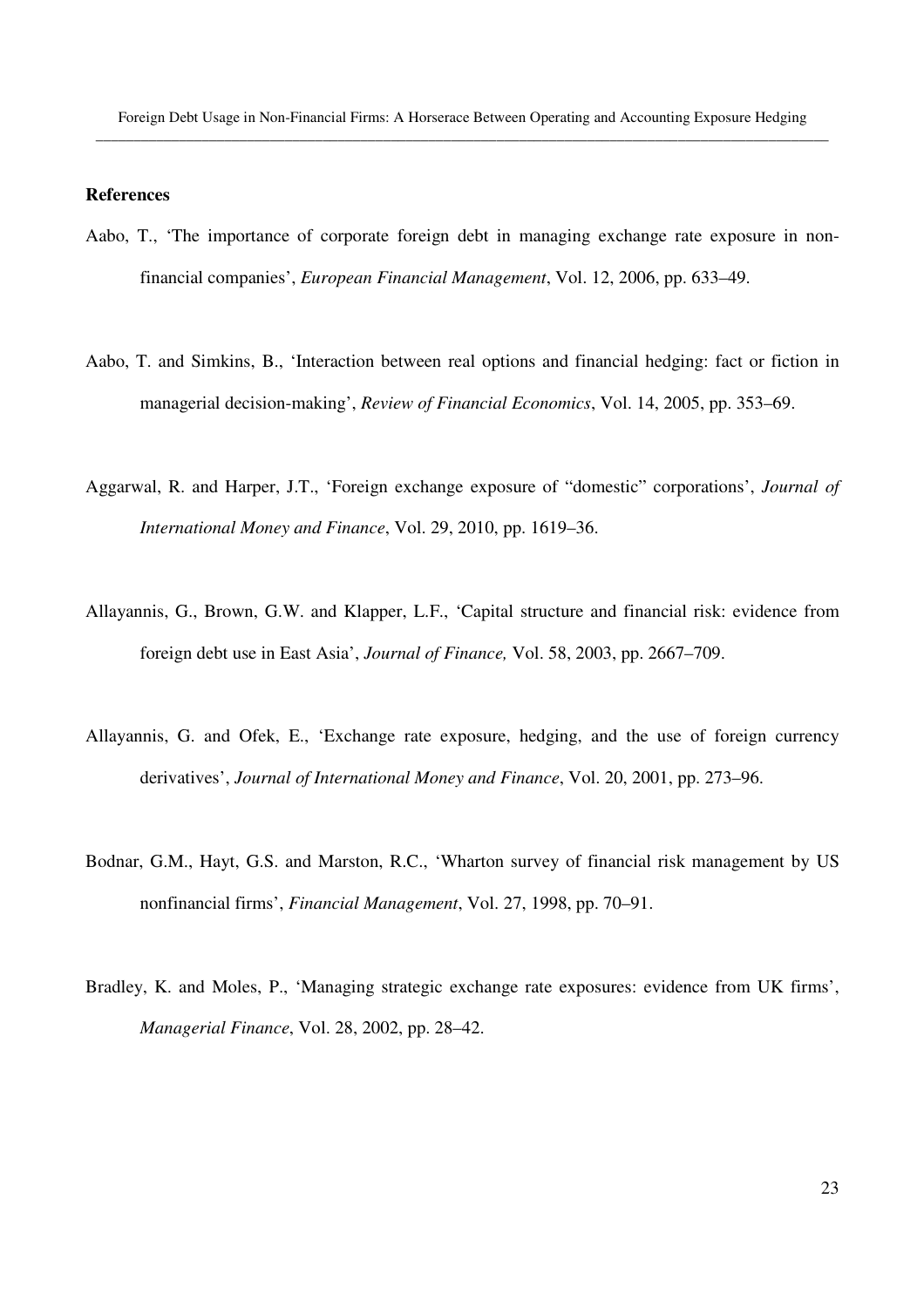## References

Aabo, T., 'The importance of corporate foreign debt in managing exchange rate exposure in non-financial companies', *European Financial Management*, Vol. 12, 2006, pp. 633–49.

Aabo, T. and Simkins, B., 'Interaction between real options and financial hedging: fact or fiction in managerial decision-making', *Review of Financial Economics*, Vol. 14, 2005, pp. 353–69.

Aggarwal, R. and Harper, J.T., 'Foreign exchange exposure of "domestic" corporations', *Journal of International Money and Finance*, Vol. 29, 2010, pp. 1619–36.

Allayannis, G., Brown, G.W. and Klapper, L.F., 'Capital structure and financial risk: evidence from foreign debt use in East Asia', *Journal of Finance,* Vol. 58, 2003, pp. 2667–709.

Allayannis, G. and Ofek, E., 'Exchange rate exposure, hedging, and the use of foreign currency derivatives', *Journal of International Money and Finance*, Vol. 20, 2001, pp. 273–96.

Bodnar, G.M., Hayt, G.S. and Marston, R.C., 'Wharton survey of financial risk management by US nonfinancial firms', *Financial Management*, Vol. 27, 1998, pp. 70–91.

Bradley, K. and Moles, P., 'Managing strategic exchange rate exposures: evidence from UK firms', *Managerial Finance*, Vol. 28, 2002, pp. 28–42.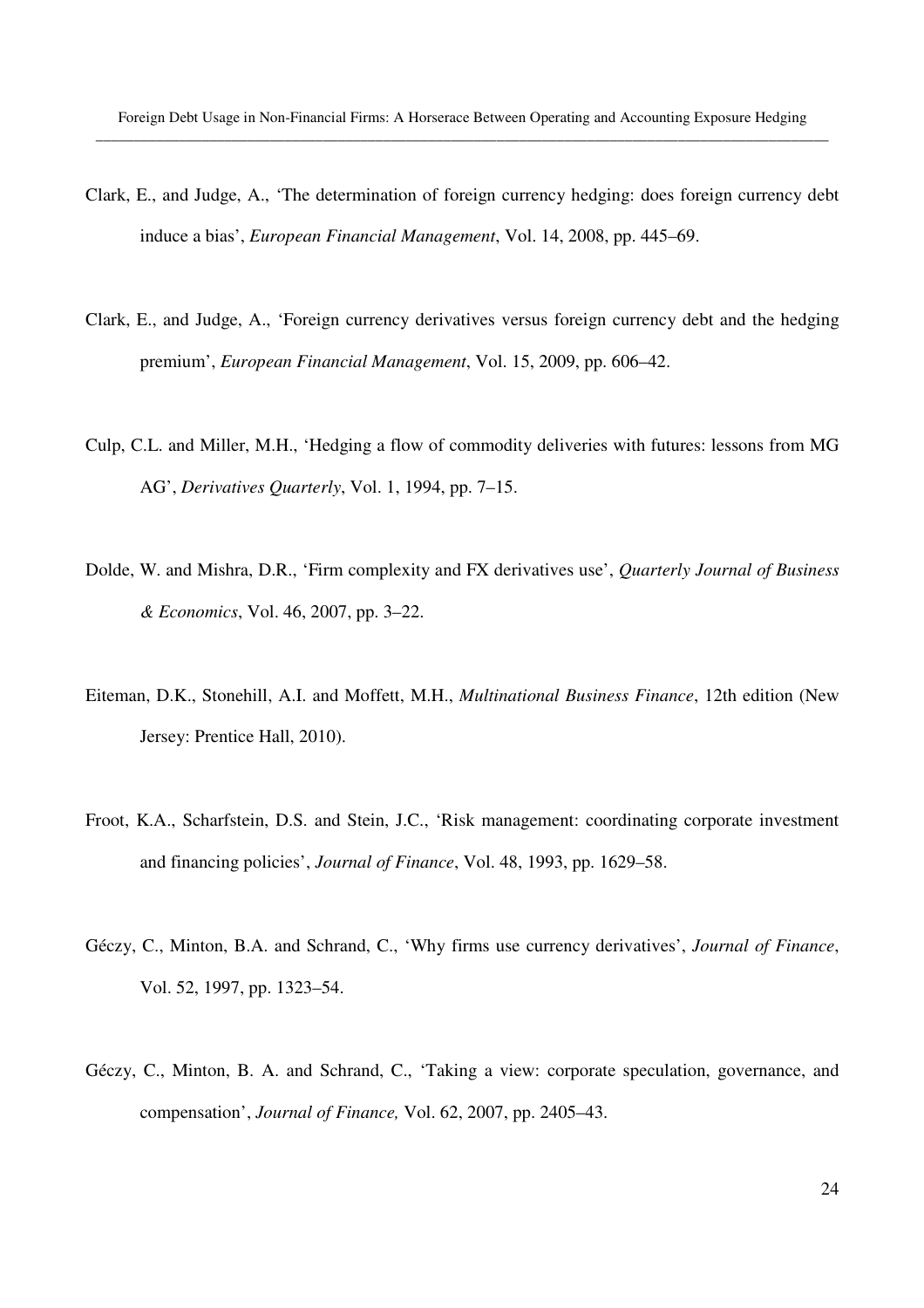Clark, E., and Judge, A., 'The determination of foreign currency hedging: does foreign currency debt induce a bias', *European Financial Management*, Vol. 14, 2008, pp. 445–69.

Clark, E., and Judge, A., 'Foreign currency derivatives versus foreign currency debt and the hedging premium', *European Financial Management*, Vol. 15, 2009, pp. 606–42.

Culp, C.L. and Miller, M.H., 'Hedging a flow of commodity deliveries with futures: lessons from MG AG', *Derivatives Quarterly*, Vol. 1, 1994, pp. 7–15.

Dolde, W. and Mishra, D.R., 'Firm complexity and FX derivatives use', *Quarterly Journal of Business & Economics*, Vol. 46, 2007, pp. 3–22.

Eiteman, D.K., Stonehill, A.I. and Moffett, M.H., *Multinational Business Finance*, 12th edition (New Jersey: Prentice Hall, 2010).

Froot, K.A., Scharfstein, D.S. and Stein, J.C., 'Risk management: coordinating corporate investment and financing policies', *Journal of Finance*, Vol. 48, 1993, pp. 1629–58.

Géczy, C., Minton, B.A. and Schrand, C., 'Why firms use currency derivatives', *Journal of Finance*, Vol. 52, 1997, pp. 1323–54.

Géczy, C., Minton, B. A. and Schrand, C., 'Taking a view: corporate speculation, governance, and compensation', *Journal of Finance,* Vol. 62, 2007, pp. 2405–43.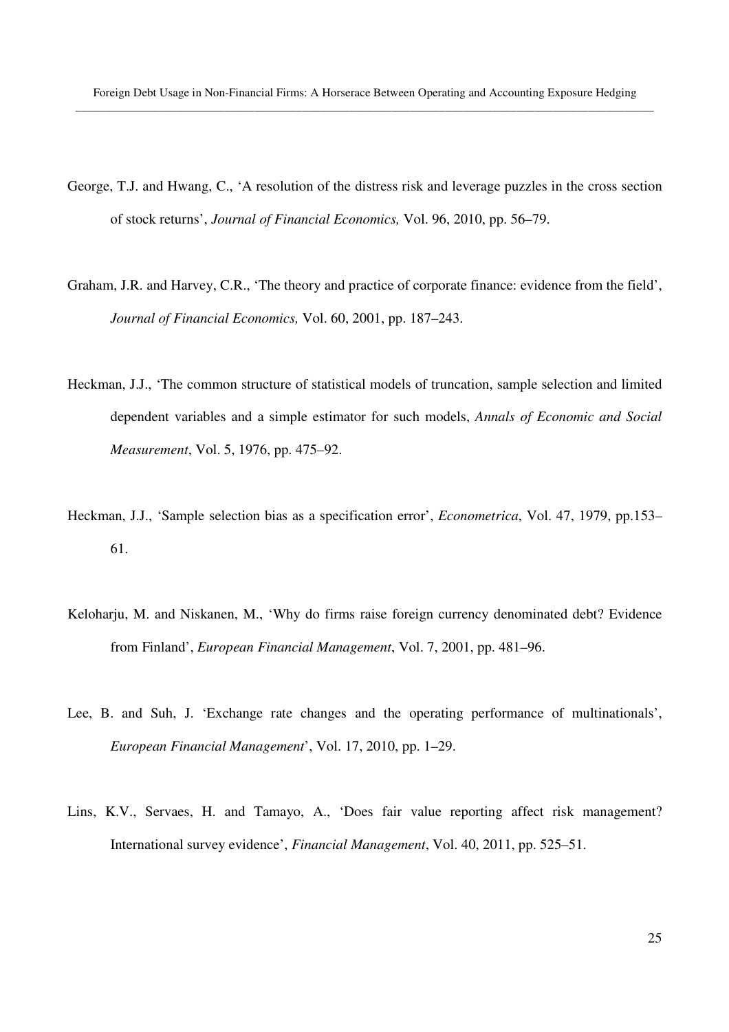George, T.J. and Hwang, C., 'A resolution of the distress risk and leverage puzzles in the cross section of stock returns', *Journal of Financial Economics,* Vol. 96, 2010, pp. 56–79.

Graham, J.R. and Harvey, C.R., 'The theory and practice of corporate finance: evidence from the field', *Journal of Financial Economics,* Vol. 60, 2001, pp. 187–243.

Heckman, J.J., 'The common structure of statistical models of truncation, sample selection and limited dependent variables and a simple estimator for such models, *Annals of Economic and Social Measurement*, Vol. 5, 1976, pp. 475–92.

Heckman, J.J., 'Sample selection bias as a specification error', *Econometrica*, Vol. 47, 1979, pp.153–61.

Keloharju, M. and Niskanen, M., 'Why do firms raise foreign currency denominated debt? Evidence from Finland', *European Financial Management*, Vol. 7, 2001, pp. 481–96.

Lee, B. and Suh, J. 'Exchange rate changes and the operating performance of multinationals', *European Financial Management*', Vol. 17, 2010, pp. 1–29.

Lins, K.V., Servaes, H. and Tamayo, A., 'Does fair value reporting affect risk management? International survey evidence', *Financial Management*, Vol. 40, 2011, pp. 525–51.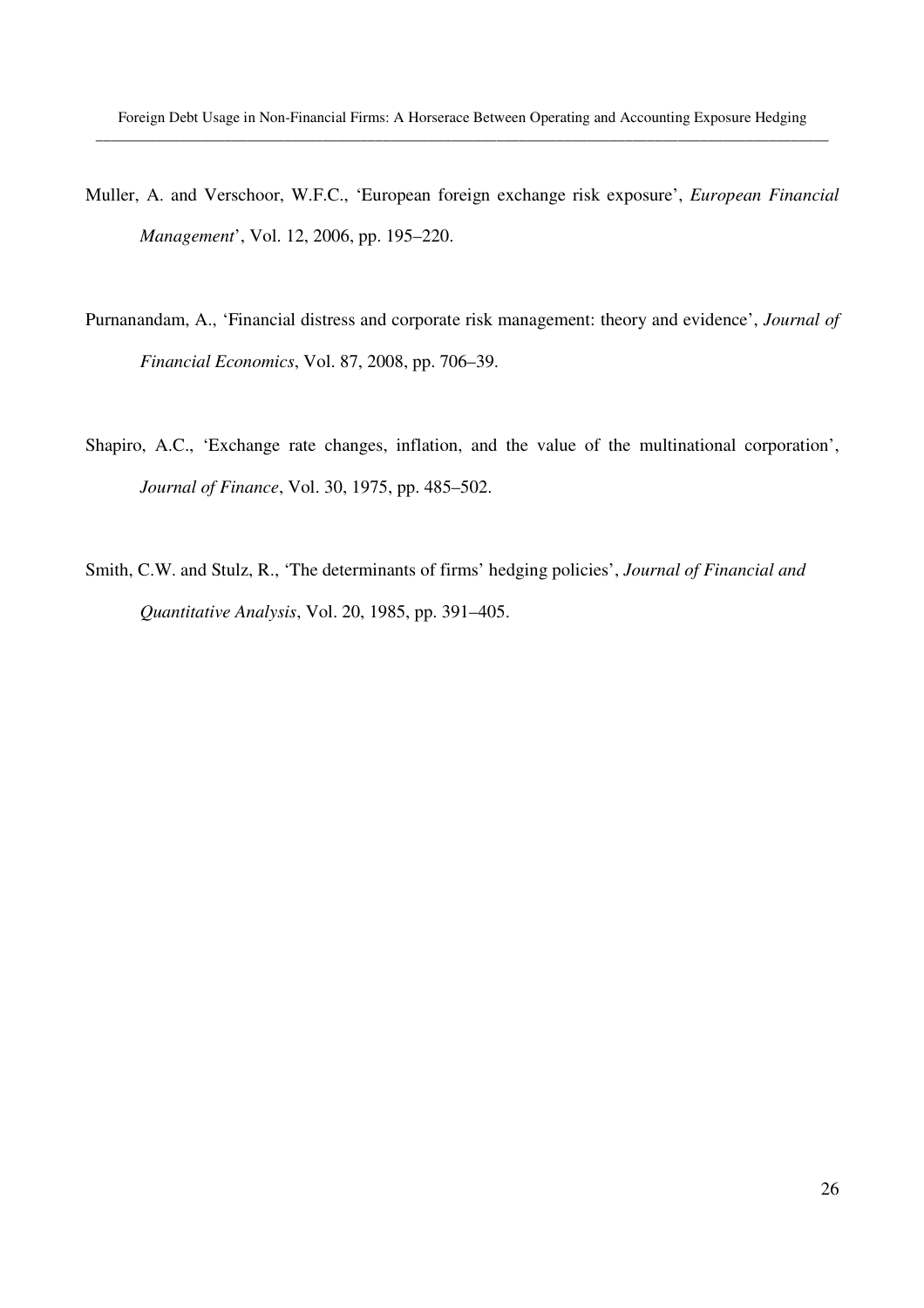Muller, A. and Verschoor, W.F.C., 'European foreign exchange risk exposure', *European Financial Management*', Vol. 12, 2006, pp. 195–220.

Purnanandam, A., 'Financial distress and corporate risk management: theory and evidence', *Journal of Financial Economics*, Vol. 87, 2008, pp. 706–39.

Shapiro, A.C., 'Exchange rate changes, inflation, and the value of the multinational corporation', *Journal of Finance*, Vol. 30, 1975, pp. 485–502.

Smith, C.W. and Stulz, R., 'The determinants of firms' hedging policies', *Journal of Financial and Quantitative Analysis*, Vol. 20, 1985, pp. 391–405.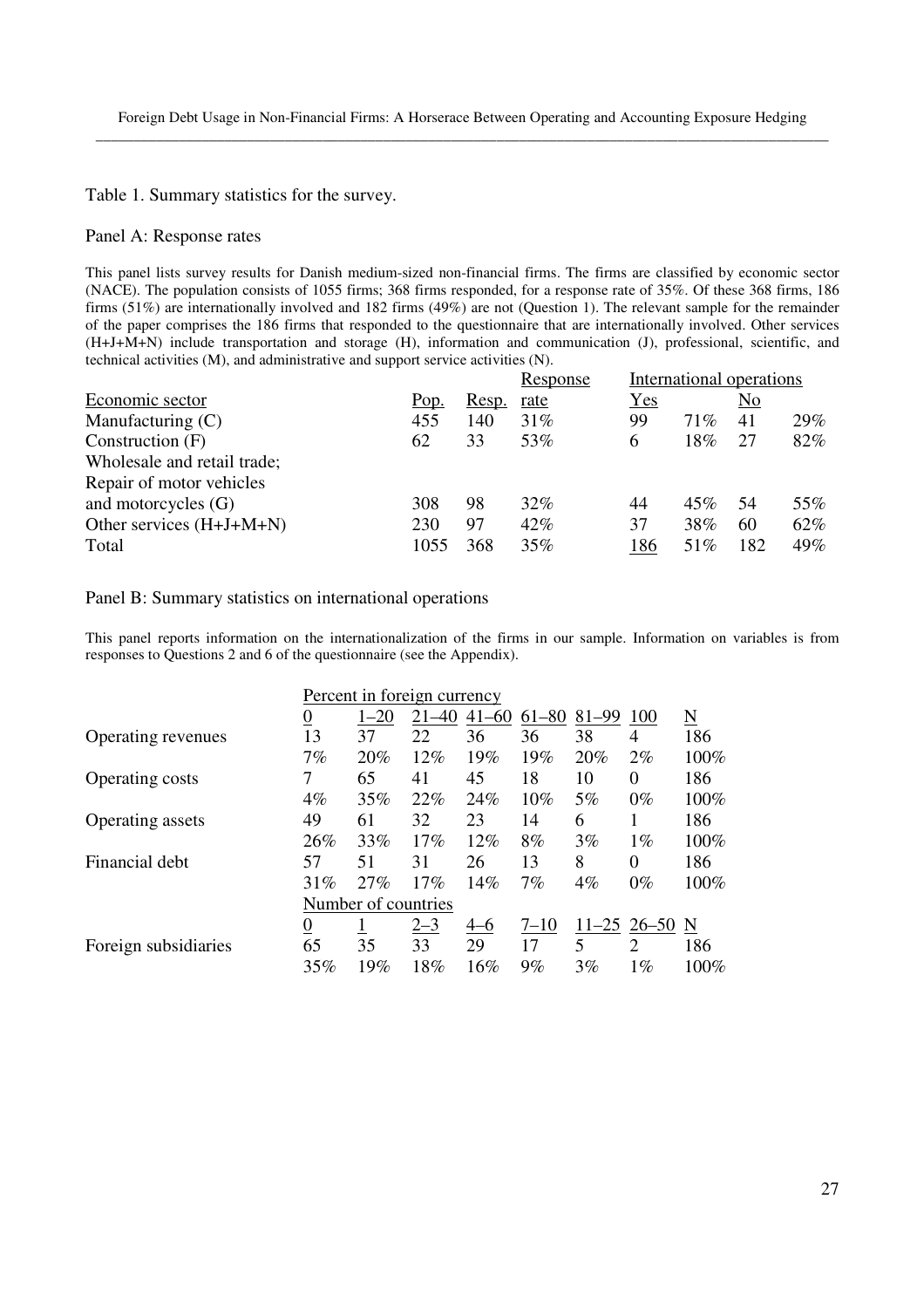Table 1. Summary statistics for the survey.

Panel A: Response rates

This panel lists survey results for Danish medium-sized non-financial firms. The firms are classified by economic sector (NACE). The population consists of 1055 firms; 368 firms responded, for a response rate of 35%. Of these 368 firms, 186 firms (51%) are internationally involved and 182 firms (49%) are not (Question 1). The relevant sample for the remainder of the paper comprises the 186 firms that responded to the questionnaire that are internationally involved. Other services (H+J+M+N) include transportation and storage (H), information and communication (J), professional, scientific, and technical activities (M), and administrative and support service activities (N).

| Economic sector | Pop. | Resp. | Response rate | International operations Yes | | No | |
|---|---|---|---|---|---|---|---|
| Manufacturing (C) | 455 | 140 | 31% | 99 | 71% | 41 | 29% |
| Construction (F) | 62 | 33 | 53% | 6 | 18% | 27 | 82% |
| Wholesale and retail trade; Repair of motor vehicles and motorcycles (G) | 308 | 98 | 32% | 44 | 45% | 54 | 55% |
| Other services (H+J+M+N) | 230 | 97 | 42% | 37 | 38% | 60 | 62% |
| Total | 1055 | 368 | 35% | 186 | 51% | 182 | 49% |

Panel B: Summary statistics on international operations

This panel reports information on the internationalization of the firms in our sample. Information on variables is from responses to Questions 2 and 6 of the questionnaire (see the Appendix).

| | Percent in foreign currency | | | | | | | |
|---|---|---|---|---|---|---|---|---|
| | 0 | 1–20 | 21–40 | 41–60 | 61–80 | 81–99 | 100 | N |
| Operating revenues | 13 | 37 | 22 | 36 | 36 | 38 | 4 | 186 |
| | 7% | 20% | 12% | 19% | 19% | 20% | 2% | 100% |
| Operating costs | 7 | 65 | 41 | 45 | 18 | 10 | 0 | 186 |
| | 4% | 35% | 22% | 24% | 10% | 5% | 0% | 100% |
| Operating assets | 49 | 61 | 32 | 23 | 14 | 6 | 1 | 186 |
| | 26% | 33% | 17% | 12% | 8% | 3% | 1% | 100% |
| Financial debt | 57 | 51 | 31 | 26 | 13 | 8 | 0 | 186 |
| | 31% | 27% | 17% | 14% | 7% | 4% | 0% | 100% |
| | Number of countries | | | | | | | |
| | 0 | 1 | 2–3 | 4–6 | 7–10 | 11–25 | 26–50 | N |
| Foreign subsidiaries | 65 | 35 | 33 | 29 | 17 | 5 | 2 | 186 |
| | 35% | 19% | 18% | 16% | 9% | 3% | 1% | 100% |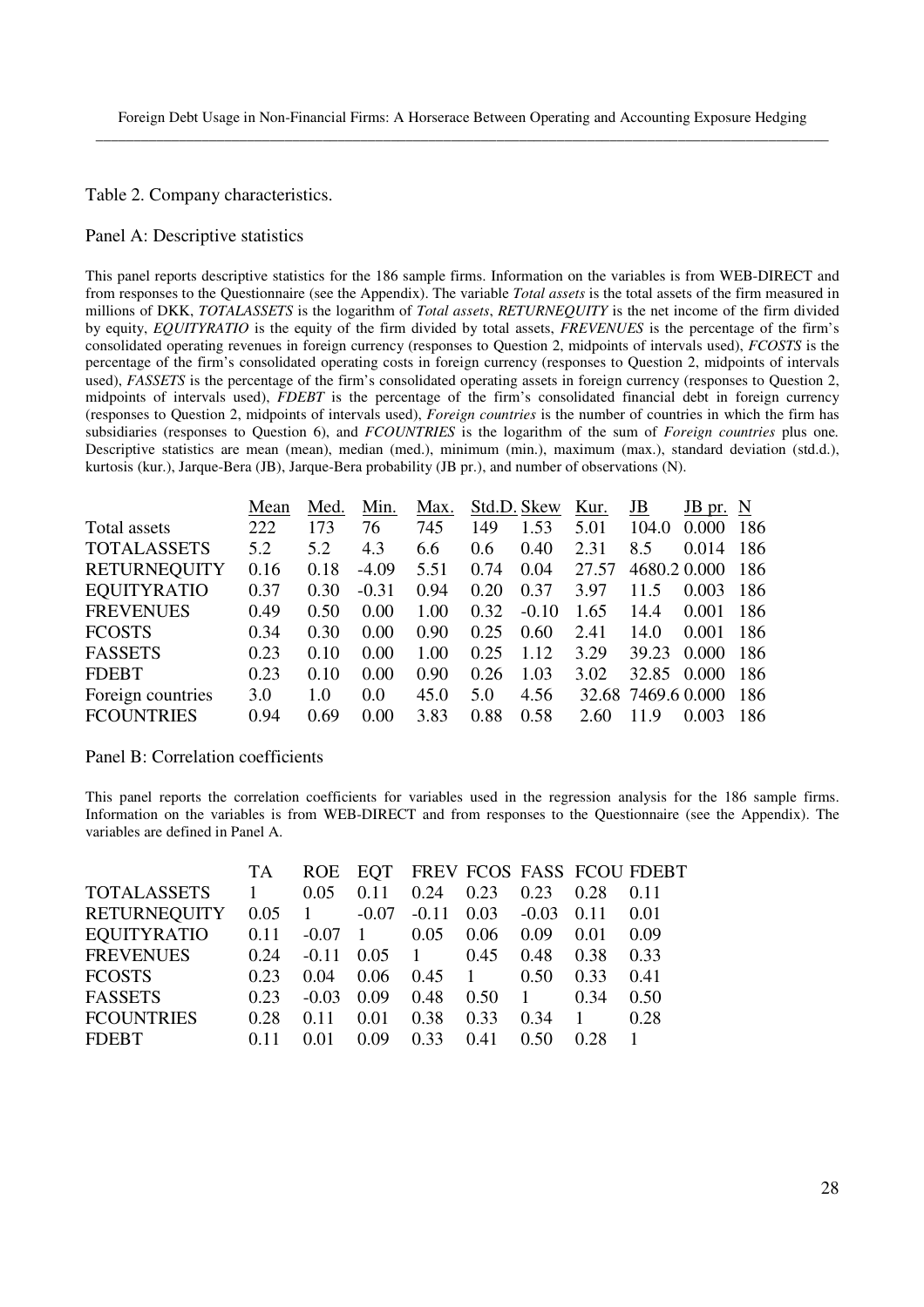Table 2. Company characteristics.

Panel A: Descriptive statistics

This panel reports descriptive statistics for the 186 sample firms. Information on the variables is from WEB-DIRECT and from responses to the Questionnaire (see the Appendix). The variable *Total assets* is the total assets of the firm measured in millions of DKK, *TOTALASSETS* is the logarithm of *Total assets*, *RETURNEQUITY* is the net income of the firm divided by equity, *EQUITYRATIO* is the equity of the firm divided by total assets, *FREVENUES* is the percentage of the firm's consolidated operating revenues in foreign currency (responses to Question 2, midpoints of intervals used), *FCOSTS* is the percentage of the firm's consolidated operating costs in foreign currency (responses to Question 2, midpoints of intervals used), *FASSETS* is the percentage of the firm's consolidated operating assets in foreign currency (responses to Question 2, midpoints of intervals used), *FDEBT* is the percentage of the firm's consolidated financial debt in foreign currency (responses to Question 2, midpoints of intervals used), *Foreign countries* is the number of countries in which the firm has subsidiaries (responses to Question 6), and *FCOUNTRIES* is the logarithm of the sum of *Foreign countries* plus one. Descriptive statistics are mean (mean), median (med.), minimum (min.), maximum (max.), standard deviation (std.d.), kurtosis (kur.), Jarque-Bera (JB), Jarque-Bera probability (JB pr.), and number of observations (N).

| | Mean | Med. | Min. | Max. | Std.D. | Skew | Kur. | JB | JB pr. | N |
|---|---|---|---|---|---|---|---|---|---|---|
| Total assets | 222 | 173 | 76 | 745 | 149 | 1.53 | 5.01 | 104.0 | 0.000 | 186 |
| TOTALASSETS | 5.2 | 5.2 | 4.3 | 6.6 | 0.6 | 0.40 | 2.31 | 8.5 | 0.014 | 186 |
| RETURNEQUITY | 0.16 | 0.18 | -4.09 | 5.51 | 0.74 | 0.04 | 27.57 | 4680.2 | 0.000 | 186 |
| EQUITYRATIO | 0.37 | 0.30 | -0.31 | 0.94 | 0.20 | 0.37 | 3.97 | 11.5 | 0.003 | 186 |
| FREVENUES | 0.49 | 0.50 | 0.00 | 1.00 | 0.32 | -0.10 | 1.65 | 14.4 | 0.001 | 186 |
| FCOSTS | 0.34 | 0.30 | 0.00 | 0.90 | 0.25 | 0.60 | 2.41 | 14.0 | 0.001 | 186 |
| FASSETS | 0.23 | 0.10 | 0.00 | 1.00 | 0.25 | 1.12 | 3.29 | 39.23 | 0.000 | 186 |
| FDEBT | 0.23 | 0.10 | 0.00 | 0.90 | 0.26 | 1.03 | 3.02 | 32.85 | 0.000 | 186 |
| Foreign countries | 3.0 | 1.0 | 0.0 | 45.0 | 5.0 | 4.56 | 32.68 | 7469.6 | 0.000 | 186 |
| FCOUNTRIES | 0.94 | 0.69 | 0.00 | 3.83 | 0.88 | 0.58 | 2.60 | 11.9 | 0.003 | 186 |

Panel B: Correlation coefficients

This panel reports the correlation coefficients for variables used in the regression analysis for the 186 sample firms. Information on the variables is from WEB-DIRECT and from responses to the Questionnaire (see the Appendix). The variables are defined in Panel A.

| | TA | ROE | EQT | FREV | FCOS | FASS | FCOU | FDEBT |
|---|---|---|---|---|---|---|---|---|
| TOTALASSETS | 1 | 0.05 | 0.11 | 0.24 | 0.23 | 0.23 | 0.28 | 0.11 |
| RETURNEQUITY | 0.05 | 1 | -0.07 | -0.11 | 0.03 | -0.03 | 0.11 | 0.01 |
| EQUITYRATIO | 0.11 | -0.07 | 1 | 0.05 | 0.06 | 0.09 | 0.01 | 0.09 |
| FREVENUES | 0.24 | -0.11 | 0.05 | 1 | 0.45 | 0.48 | 0.38 | 0.33 |
| FCOSTS | 0.23 | 0.04 | 0.06 | 0.45 | 1 | 0.50 | 0.33 | 0.41 |
| FASSETS | 0.23 | -0.03 | 0.09 | 0.48 | 0.50 | 1 | 0.34 | 0.50 |
| FCOUNTRIES | 0.28 | 0.11 | 0.01 | 0.38 | 0.33 | 0.34 | 1 | 0.28 |
| FDEBT | 0.11 | 0.01 | 0.09 | 0.33 | 0.41 | 0.50 | 0.28 | 1 |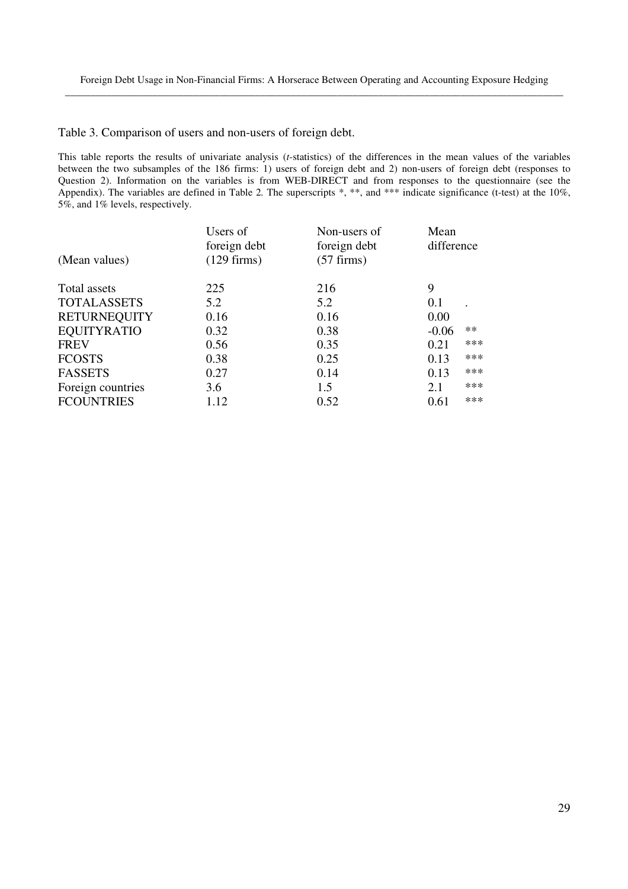Table 3. Comparison of users and non-users of foreign debt.

This table reports the results of univariate analysis (*t*-statistics) of the differences in the mean values of the variables between the two subsamples of the 186 firms: 1) users of foreign debt and 2) non-users of foreign debt (responses to Question 2). Information on the variables is from WEB-DIRECT and from responses to the questionnaire (see the Appendix). The variables are defined in Table 2. The superscripts *, **, and *** indicate significance (t-test) at the 10%, 5%, and 1% levels, respectively.

| (Mean values) | Users of foreign debt (129 firms) | Non-users of foreign debt (57 firms) | Mean difference | |
|---|---|---|---|---|
| Total assets | 225 | 216 | 9 | |
| TOTALASSETS | 5.2 | 5.2 | 0.1 | . |
| RETURNEQUITY | 0.16 | 0.16 | 0.00 | |
| EQUITYRATIO | 0.32 | 0.38 | -0.06 | ** |
| FREV | 0.56 | 0.35 | 0.21 | *** |
| FCOSTS | 0.38 | 0.25 | 0.13 | *** |
| FASSETS | 0.27 | 0.14 | 0.13 | *** |
| Foreign countries | 3.6 | 1.5 | 2.1 | *** |
| FCOUNTRIES | 1.12 | 0.52 | 0.61 | *** |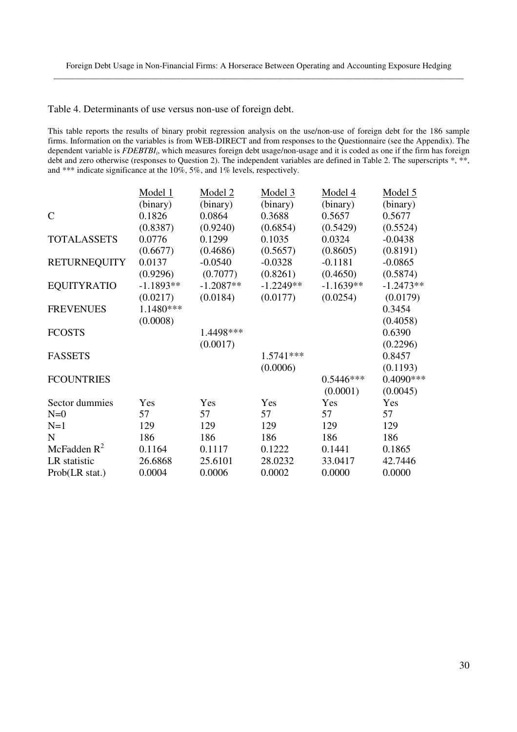Table 4. Determinants of use versus non-use of foreign debt.

This table reports the results of binary probit regression analysis on the use/non-use of foreign debt for the 186 sample firms. Information on the variables is from WEB-DIRECT and from responses to the Questionnaire (see the Appendix). The dependent variable is $FDEBTBI_i$, which measures foreign debt usage/non-usage and it is coded as one if the firm has foreign debt and zero otherwise (responses to Question 2). The independent variables are defined in Table 2. The superscripts \*, \*\*, and \*\*\* indicate significance at the 10%, 5%, and 1% levels, respectively.

| | Model 1 | Model 2 | Model 3 | Model 4 | Model 5 |
|---|---|---|---|---|---|
| | (binary) | (binary) | (binary) | (binary) | (binary) |
| C | 0.1826 | 0.0864 | 0.3688 | 0.5657 | 0.5677 |
| | (0.8387) | (0.9240) | (0.6854) | (0.5429) | (0.5524) |
| TOTALASSETS | 0.0776 | 0.1299 | 0.1035 | 0.0324 | -0.0438 |
| | (0.6677) | (0.4686) | (0.5657) | (0.8605) | (0.8191) |
| RETURNEQUITY | 0.0137 | -0.0540 | -0.0328 | -0.1181 | -0.0865 |
| | (0.9296) | (0.7077) | (0.8261) | (0.4650) | (0.5874) |
| EQUITYRATIO | -1.1893** | -1.2087** | -1.2249** | -1.1639** | -1.2473** |
| | (0.0217) | (0.0184) | (0.0177) | (0.0254) | (0.0179) |
| FREVENUES | 1.1480*** | | | | 0.3454 |
| | (0.0008) | | | | (0.4058) |
| FCOSTS | | 1.4498*** | | | 0.6390 |
| | | (0.0017) | | | (0.2296) |
| FASSETS | | | 1.5741*** | | 0.8457 |
| | | | (0.0006) | | (0.1193) |
| FCOUNTRIES | | | | 0.5446*** | 0.4090*** |
| | | | | (0.0001) | (0.0045) |
| Sector dummies | Yes | Yes | Yes | Yes | Yes |
| N=0 | 57 | 57 | 57 | 57 | 57 |
| N=1 | 129 | 129 | 129 | 129 | 129 |
| N | 186 | 186 | 186 | 186 | 186 |
| McFadden $R^2$ | 0.1164 | 0.1117 | 0.1222 | 0.1441 | 0.1865 |
| LR statistic | 26.6868 | 25.6101 | 28.0232 | 33.0417 | 42.7446 |
| Prob(LR stat.) | 0.0004 | 0.0006 | 0.0002 | 0.0000 | 0.0000 |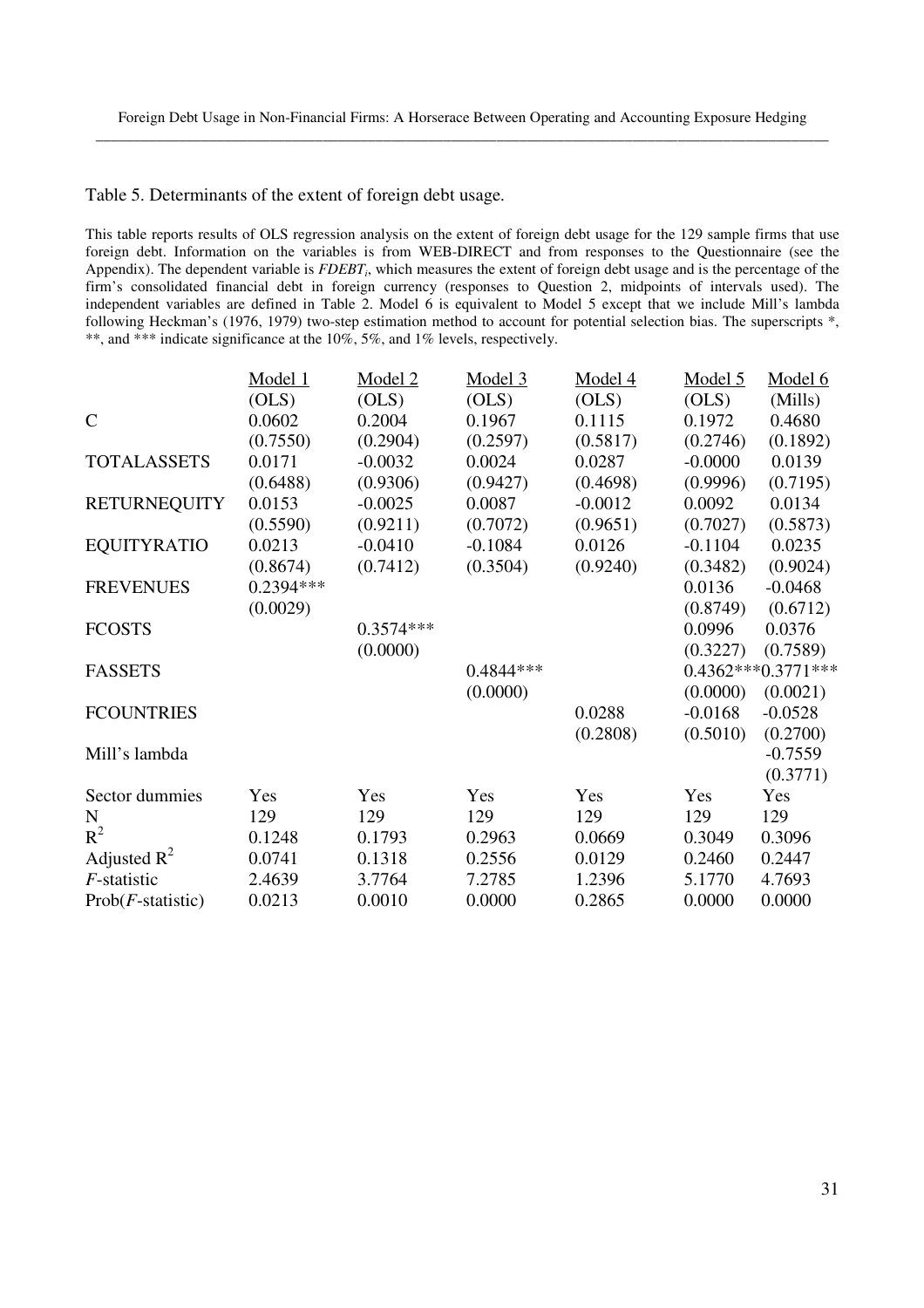Table 5. Determinants of the extent of foreign debt usage.

This table reports results of OLS regression analysis on the extent of foreign debt usage for the 129 sample firms that use foreign debt. Information on the variables is from WEB-DIRECT and from responses to the Questionnaire (see the Appendix). The dependent variable is $FDEBT_i$, which measures the extent of foreign debt usage and is the percentage of the firm's consolidated financial debt in foreign currency (responses to Question 2, midpoints of intervals used). The independent variables are defined in Table 2. Model 6 is equivalent to Model 5 except that we include Mill's lambda following Heckman's (1976, 1979) two-step estimation method to account for potential selection bias. The superscripts *, **, and *** indicate significance at the 10%, 5%, and 1% levels, respectively.

| | Model 1 (OLS) | Model 2 (OLS) | Model 3 (OLS) | Model 4 (OLS) | Model 5 (OLS) | Model 6 (Mills) |
|---|---|---|---|---|---|---|
| C | 0.0602 | 0.2004 | 0.1967 | 0.1115 | 0.1972 | 0.4680 |
| | (0.7550) | (0.2904) | (0.2597) | (0.5817) | (0.2746) | (0.1892) |
| TOTALASSETS | 0.0171 | -0.0032 | 0.0024 | 0.0287 | -0.0000 | 0.0139 |
| | (0.6488) | (0.9306) | (0.9427) | (0.4698) | (0.9996) | (0.7195) |
| RETURNEQUITY | 0.0153 | -0.0025 | 0.0087 | -0.0012 | 0.0092 | 0.0134 |
| | (0.5590) | (0.9211) | (0.7072) | (0.9651) | (0.7027) | (0.5873) |
| EQUITYRATIO | 0.0213 | -0.0410 | -0.1084 | 0.0126 | -0.1104 | 0.0235 |
| | (0.8674) | (0.7412) | (0.3504) | (0.9240) | (0.3482) | (0.9024) |
| FREVENUES | 0.2394*** | | | | 0.0136 | -0.0468 |
| | (0.0029) | | | | (0.8749) | (0.6712) |
| FCOSTS | | 0.3574*** | | | 0.0996 | 0.0376 |
| | | (0.0000) | | | (0.3227) | (0.7589) |
| FASSETS | | | 0.4844*** | | 0.4362*** | 0.3771*** |
| | | | (0.0000) | | (0.0000) | (0.0021) |
| FCOUNTRIES | | | | 0.0288 | -0.0168 | -0.0528 |
| | | | | (0.2808) | (0.5010) | (0.2700) |
| Mill's lambda | | | | | | -0.7559 |
| | | | | | | (0.3771) |
| Sector dummies | Yes | Yes | Yes | Yes | Yes | Yes |
| N | 129 | 129 | 129 | 129 | 129 | 129 |
| $R^2$ | 0.1248 | 0.1793 | 0.2963 | 0.0669 | 0.3049 | 0.3096 |
| Adjusted $R^2$ | 0.0741 | 0.1318 | 0.2556 | 0.0129 | 0.2460 | 0.2447 |
| *F*-statistic | 2.4639 | 3.7764 | 7.2785 | 1.2396 | 5.1770 | 4.7693 |
| Prob(*F*-statistic) | 0.0213 | 0.0010 | 0.0000 | 0.2865 | 0.0000 | 0.0000 |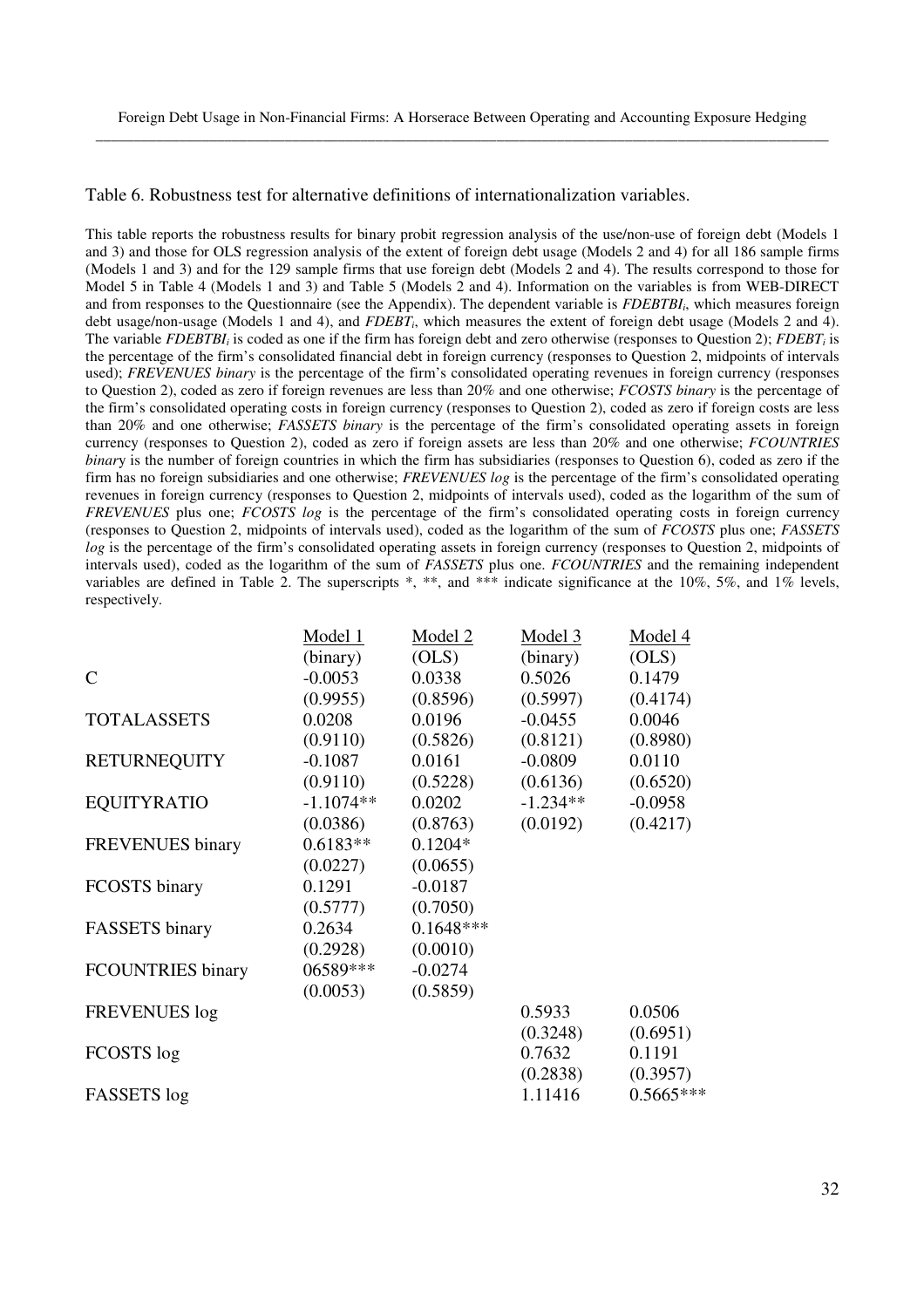Table 6. Robustness test for alternative definitions of internationalization variables.

This table reports the robustness results for binary probit regression analysis of the use/non-use of foreign debt (Models 1 and 3) and those for OLS regression analysis of the extent of foreign debt usage (Models 2 and 4) for all 186 sample firms (Models 1 and 3) and for the 129 sample firms that use foreign debt (Models 2 and 4). The results correspond to those for Model 5 in Table 4 (Models 1 and 3) and Table 5 (Models 2 and 4). Information on the variables is from WEB-DIRECT and from responses to the Questionnaire (see the Appendix). The dependent variable is $FDEBTBI_i$, which measures foreign debt usage/non-usage (Models 1 and 4), and $FDEBT_i$, which measures the extent of foreign debt usage (Models 2 and 4). The variable $FDEBTBI_i$ is coded as one if the firm has foreign debt and zero otherwise (responses to Question 2); $FDEBT_i$ is the percentage of the firm's consolidated financial debt in foreign currency (responses to Question 2, midpoints of intervals used); *FREVENUES binary* is the percentage of the firm's consolidated operating revenues in foreign currency (responses to Question 2), coded as zero if foreign revenues are less than 20% and one otherwise; *FCOSTS binary* is the percentage of the firm's consolidated operating costs in foreign currency (responses to Question 2), coded as zero if foreign costs are less than 20% and one otherwise; *FASSETS binary* is the percentage of the firm's consolidated operating assets in foreign currency (responses to Question 2), coded as zero if foreign assets are less than 20% and one otherwise; *FCOUNTRIES binary* is the number of foreign countries in which the firm has subsidiaries (responses to Question 6), coded as zero if the firm has no foreign subsidiaries and one otherwise; *FREVENUES log* is the percentage of the firm's consolidated operating revenues in foreign currency (responses to Question 2, midpoints of intervals used), coded as the logarithm of the sum of *FREVENUES* plus one; *FCOSTS log* is the percentage of the firm's consolidated operating costs in foreign currency (responses to Question 2, midpoints of intervals used), coded as the logarithm of the sum of *FCOSTS* plus one; *FASSETS log* is the percentage of the firm's consolidated operating assets in foreign currency (responses to Question 2, midpoints of intervals used), coded as the logarithm of the sum of *FASSETS* plus one. *FCOUNTRIES* and the remaining independent variables are defined in Table 2. The superscripts \*, \*\*, and \*\*\* indicate significance at the 10%, 5%, and 1% levels, respectively.

| | Model 1 (binary) | Model 2 (OLS) | Model 3 (binary) | Model 4 (OLS) |
|---|---|---|---|---|
| C | -0.0053 | 0.0338 | 0.5026 | 0.1479 |
| | (0.9955) | (0.8596) | (0.5997) | (0.4174) |
| TOTALASSETS | 0.0208 | 0.0196 | -0.0455 | 0.0046 |
| | (0.9110) | (0.5826) | (0.8121) | (0.8980) |
| RETURNEQUITY | -0.1087 | 0.0161 | -0.0809 | 0.0110 |
| | (0.9110) | (0.5228) | (0.6136) | (0.6520) |
| EQUITYRATIO | -1.1074** | 0.0202 | -1.234** | -0.0958 |
| | (0.0386) | (0.8763) | (0.0192) | (0.4217) |
| FREVENUES binary | 0.6183** | 0.1204* | | |
| | (0.0227) | (0.0655) | | |
| FCOSTS binary | 0.1291 | -0.0187 | | |
| | (0.5777) | (0.7050) | | |
| FASSETS binary | 0.2634 | 0.1648*** | | |
| | (0.2928) | (0.0010) | | |
| FCOUNTRIES binary | 06589*** | -0.0274 | | |
| | (0.0053) | (0.5859) | | |
| FREVENUES log | | | 0.5933 | 0.0506 |
| | | | (0.3248) | (0.6951) |
| FCOSTS log | | | 0.7632 | 0.1191 |
| | | | (0.2838) | (0.3957) |
| FASSETS log | | | 1.11416 | 0.5665*** |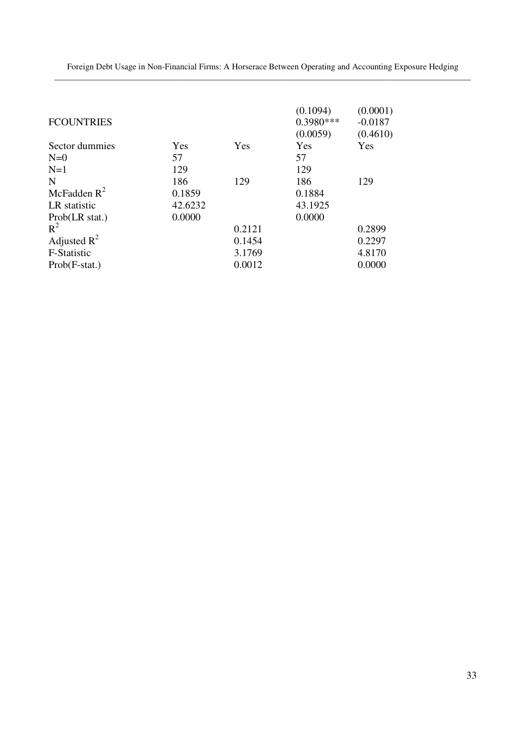| | | | | |
|---|---|---|---|---|
| | | | (0.1094) | (0.0001) |
| FCOUNTRIES | | | 0.3980*** | -0.0187 |
| | | | (0.0059) | (0.4610) |
| Sector dummies | Yes | Yes | Yes | Yes |
| N=0 | 57 | | 57 | |
| N=1 | 129 | | 129 | |
| N | 186 | 129 | 186 | 129 |
| McFadden $R^2$ | 0.1859 | | 0.1884 | |
| LR statistic | 42.6232 | | 43.1925 | |
| Prob(LR stat.) | 0.0000 | | 0.0000 | |
| $R^2$ | | 0.2121 | | 0.2899 |
| Adjusted $R^2$ | | 0.1454 | | 0.2297 |
| F-Statistic | | 3.1769 | | 4.8170 |
| Prob(F-stat.) | | 0.0012 | | 0.0000 |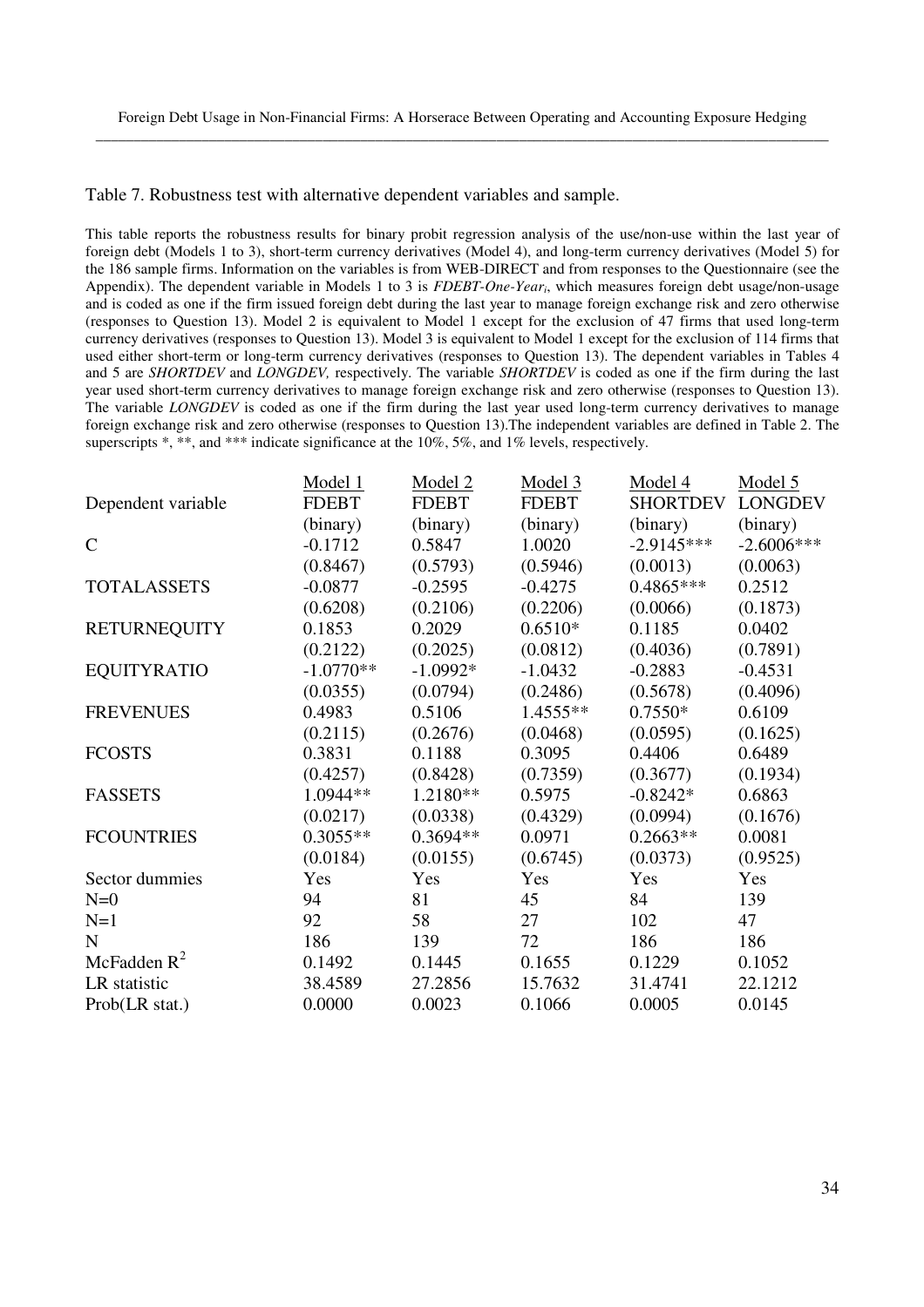Table 7. Robustness test with alternative dependent variables and sample.

This table reports the robustness results for binary probit regression analysis of the use/non-use within the last year of foreign debt (Models 1 to 3), short-term currency derivatives (Model 4), and long-term currency derivatives (Model 5) for the 186 sample firms. Information on the variables is from WEB-DIRECT and from responses to the Questionnaire (see the Appendix). The dependent variable in Models 1 to 3 is *FDEBT-One-Year$_i$*, which measures foreign debt usage/non-usage and is coded as one if the firm issued foreign debt during the last year to manage foreign exchange risk and zero otherwise (responses to Question 13). Model 2 is equivalent to Model 1 except for the exclusion of 47 firms that used long-term currency derivatives (responses to Question 13). Model 3 is equivalent to Model 1 except for the exclusion of 114 firms that used either short-term or long-term currency derivatives (responses to Question 13). The dependent variables in Tables 4 and 5 are *SHORTDEV* and *LONGDEV*, respectively. The variable *SHORTDEV* is coded as one if the firm during the last year used short-term currency derivatives to manage foreign exchange risk and zero otherwise (responses to Question 13). The variable *LONGDEV* is coded as one if the firm during the last year used long-term currency derivatives to manage foreign exchange risk and zero otherwise (responses to Question 13).The independent variables are defined in Table 2. The superscripts *, **, and *** indicate significance at the 10%, 5%, and 1% levels, respectively.

| | Model 1 | Model 2 | Model 3 | Model 4 | Model 5 |
|---|---|---|---|---|---|
| Dependent variable | FDEBT | FDEBT | FDEBT | SHORTDEV | LONGDEV |
| | (binary) | (binary) | (binary) | (binary) | (binary) |
| C | -0.1712 | 0.5847 | 1.0020 | -2.9145*** | -2.6006*** |
| | (0.8467) | (0.5793) | (0.5946) | (0.0013) | (0.0063) |
| TOTALASSETS | -0.0877 | -0.2595 | -0.4275 | 0.4865*** | 0.2512 |
| | (0.6208) | (0.2106) | (0.2206) | (0.0066) | (0.1873) |
| RETURNEQUITY | 0.1853 | 0.2029 | 0.6510* | 0.1185 | 0.0402 |
| | (0.2122) | (0.2025) | (0.0812) | (0.4036) | (0.7891) |
| EQUITYRATIO | -1.0770** | -1.0992* | -1.0432 | -0.2883 | -0.4531 |
| | (0.0355) | (0.0794) | (0.2486) | (0.5678) | (0.4096) |
| FREVENUES | 0.4983 | 0.5106 | 1.4555** | 0.7550* | 0.6109 |
| | (0.2115) | (0.2676) | (0.0468) | (0.0595) | (0.1625) |
| FCOSTS | 0.3831 | 0.1188 | 0.3095 | 0.4406 | 0.6489 |
| | (0.4257) | (0.8428) | (0.7359) | (0.3677) | (0.1934) |
| FASSETS | 1.0944** | 1.2180** | 0.5975 | -0.8242* | 0.6863 |
| | (0.0217) | (0.0338) | (0.4329) | (0.0994) | (0.1676) |
| FCOUNTRIES | 0.3055** | 0.3694** | 0.0971 | 0.2663** | 0.0081 |
| | (0.0184) | (0.0155) | (0.6745) | (0.0373) | (0.9525) |
| Sector dummies | Yes | Yes | Yes | Yes | Yes |
| N=0 | 94 | 81 | 45 | 84 | 139 |
| N=1 | 92 | 58 | 27 | 102 | 47 |
| N | 186 | 139 | 72 | 186 | 186 |
| McFadden $R^2$ | 0.1492 | 0.1445 | 0.1655 | 0.1229 | 0.1052 |
| LR statistic | 38.4589 | 27.2856 | 15.7632 | 31.4741 | 22.1212 |
| Prob(LR stat.) | 0.0000 | 0.0023 | 0.1066 | 0.0005 | 0.0145 |